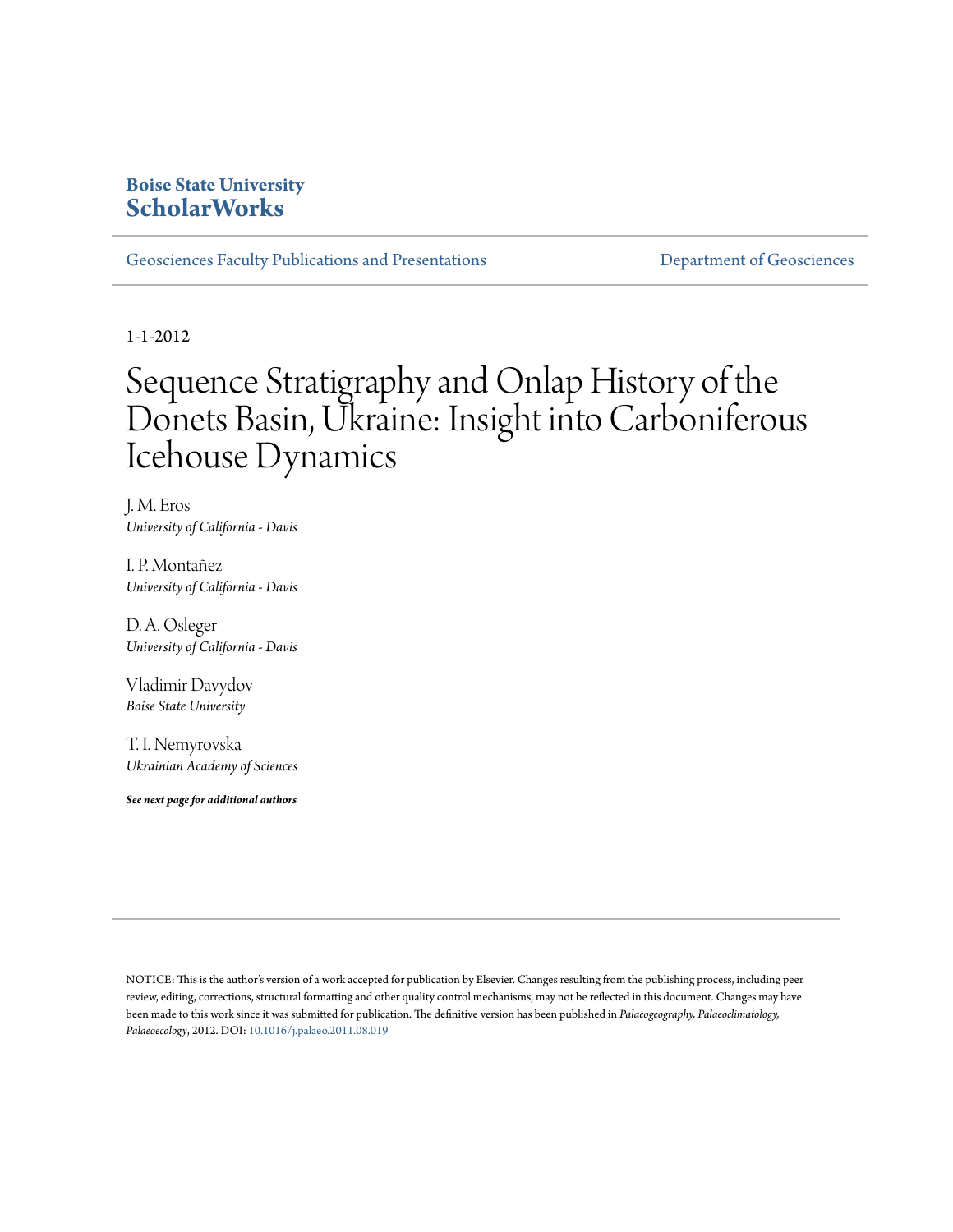**Boise State University**
**ScholarWorks**

Geosciences Faculty Publications and Presentations | Department of Geosciences

1-1-2012

# Sequence Stratigraphy and Onlap History of the Donets Basin, Ukraine: Insight into Carboniferous Icehouse Dynamics

J. M. Eros
*University of California - Davis*

I. P. Montañez
*University of California - Davis*

D. A. Osleger
*University of California - Davis*

Vladimir Davydov
*Boise State University*

T. I. Nemyrovska
*Ukrainian Academy of Sciences*

***See next page for additional authors***

NOTICE: This is the author's version of a work accepted for publication by Elsevier. Changes resulting from the publishing process, including peer review, editing, corrections, structural formatting and other quality control mechanisms, may not be reflected in this document. Changes may have been made to this work since it was submitted for publication. The definitive version has been published in *Palaeogeography, Palaeoclimatology, Palaeoecology*, 2012. DOI: 10.1016/j.palaeo.2011.08.019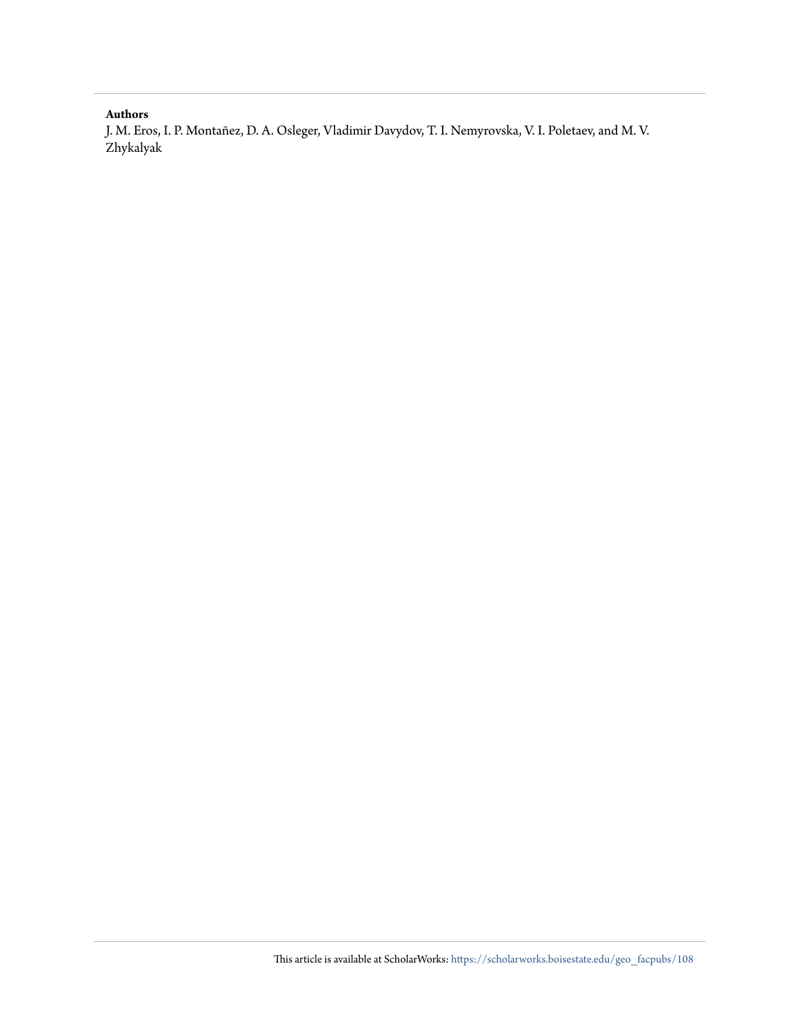**Authors**

J. M. Eros, I. P. Montañez, D. A. Osleger, Vladimir Davydov, T. I. Nemyrovska, V. I. Poletaev, and M. V. Zhykalyak

This article is available at ScholarWorks: https://scholarworks.boisestate.edu/geo_facpubs/108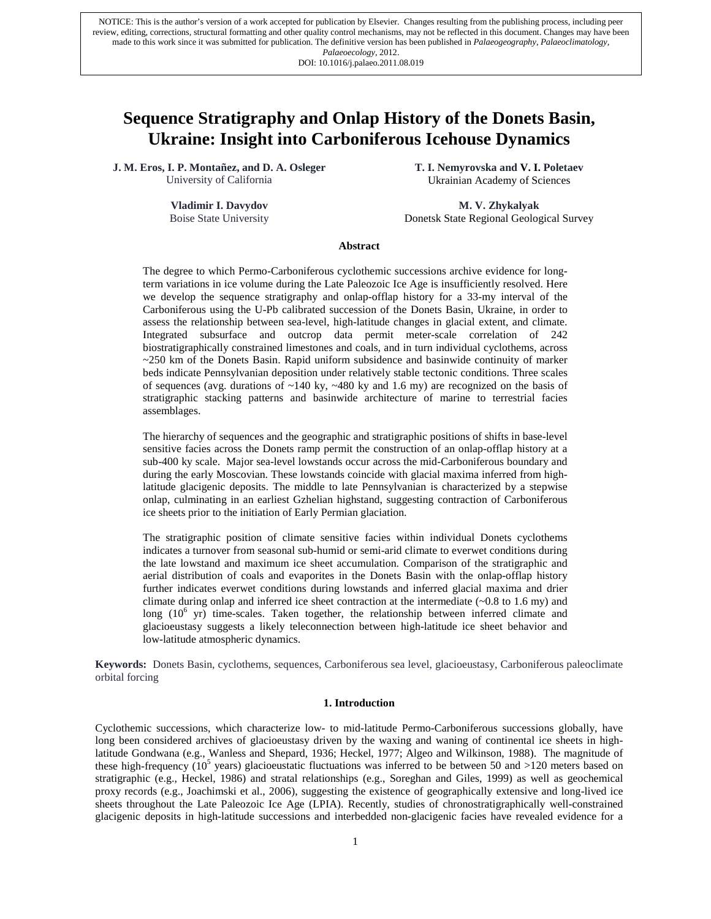NOTICE: This is the author's version of a work accepted for publication by Elsevier. Changes resulting from the publishing process, including peer review, editing, corrections, structural formatting and other quality control mechanisms, may not be reflected in this document. Changes may have been made to this work since it was submitted for publication. The definitive version has been published in *Palaeogeography, Palaeoclimatology, Palaeoecology*, 2012. DOI: 10.1016/j.palaeo.2011.08.019

# Sequence Stratigraphy and Onlap History of the Donets Basin, Ukraine: Insight into Carboniferous Icehouse Dynamics

**J. M. Eros, I. P. Montañez, and D. A. Osleger**
University of California

**T. I. Nemyrovska and V. I. Poletaev**
Ukrainian Academy of Sciences

**Vladimir I. Davydov**
Boise State University

**M. V. Zhykalyak**
Donetsk State Regional Geological Survey

## Abstract

The degree to which Permo-Carboniferous cyclothemic successions archive evidence for long-term variations in ice volume during the Late Paleozoic Ice Age is insufficiently resolved. Here we develop the sequence stratigraphy and onlap-offlap history for a 33-my interval of the Carboniferous using the U-Pb calibrated succession of the Donets Basin, Ukraine, in order to assess the relationship between sea-level, high-latitude changes in glacial extent, and climate. Integrated subsurface and outcrop data permit meter-scale correlation of 242 biostratigraphically constrained limestones and coals, and in turn individual cyclothems, across ~250 km of the Donets Basin. Rapid uniform subsidence and basinwide continuity of marker beds indicate Pennsylvanian deposition under relatively stable tectonic conditions. Three scales of sequences (avg. durations of ~140 ky, ~480 ky and 1.6 my) are recognized on the basis of stratigraphic stacking patterns and basinwide architecture of marine to terrestrial facies assemblages.

The hierarchy of sequences and the geographic and stratigraphic positions of shifts in base-level sensitive facies across the Donets ramp permit the construction of an onlap-offlap history at a sub-400 ky scale. Major sea-level lowstands occur across the mid-Carboniferous boundary and during the early Moscovian. These lowstands coincide with glacial maxima inferred from high-latitude glacigenic deposits. The middle to late Pennsylvanian is characterized by a stepwise onlap, culminating in an earliest Gzhelian highstand, suggesting contraction of Carboniferous ice sheets prior to the initiation of Early Permian glaciation.

The stratigraphic position of climate sensitive facies within individual Donets cyclothems indicates a turnover from seasonal sub-humid or semi-arid climate to everwet conditions during the late lowstand and maximum ice sheet accumulation. Comparison of the stratigraphic and aerial distribution of coals and evaporites in the Donets Basin with the onlap-offlap history further indicates everwet conditions during lowstands and inferred glacial maxima and drier climate during onlap and inferred ice sheet contraction at the intermediate (~0.8 to 1.6 my) and long ($10^6$ yr) time-scales. Taken together, the relationship between inferred climate and glacioeustasy suggests a likely teleconnection between high-latitude ice sheet behavior and low-latitude atmospheric dynamics.

**Keywords:** Donets Basin, cyclothems, sequences, Carboniferous sea level, glacioeustasy, Carboniferous paleoclimate orbital forcing

## 1. Introduction

Cyclothemic successions, which characterize low- to mid-latitude Permo-Carboniferous successions globally, have long been considered archives of glacioeustasy driven by the waxing and waning of continental ice sheets in high-latitude Gondwana (e.g., Wanless and Shepard, 1936; Heckel, 1977; Algeo and Wilkinson, 1988). The magnitude of these high-frequency ($10^5$ years) glacioeustatic fluctuations was inferred to be between 50 and >120 meters based on stratigraphic (e.g., Heckel, 1986) and stratal relationships (e.g., Soreghan and Giles, 1999) as well as geochemical proxy records (e.g., Joachimski et al., 2006), suggesting the existence of geographically extensive and long-lived ice sheets throughout the Late Paleozoic Ice Age (LPIA). Recently, studies of chronostratigraphically well-constrained glacigenic deposits in high-latitude successions and interbedded non-glacigenic facies have revealed evidence for a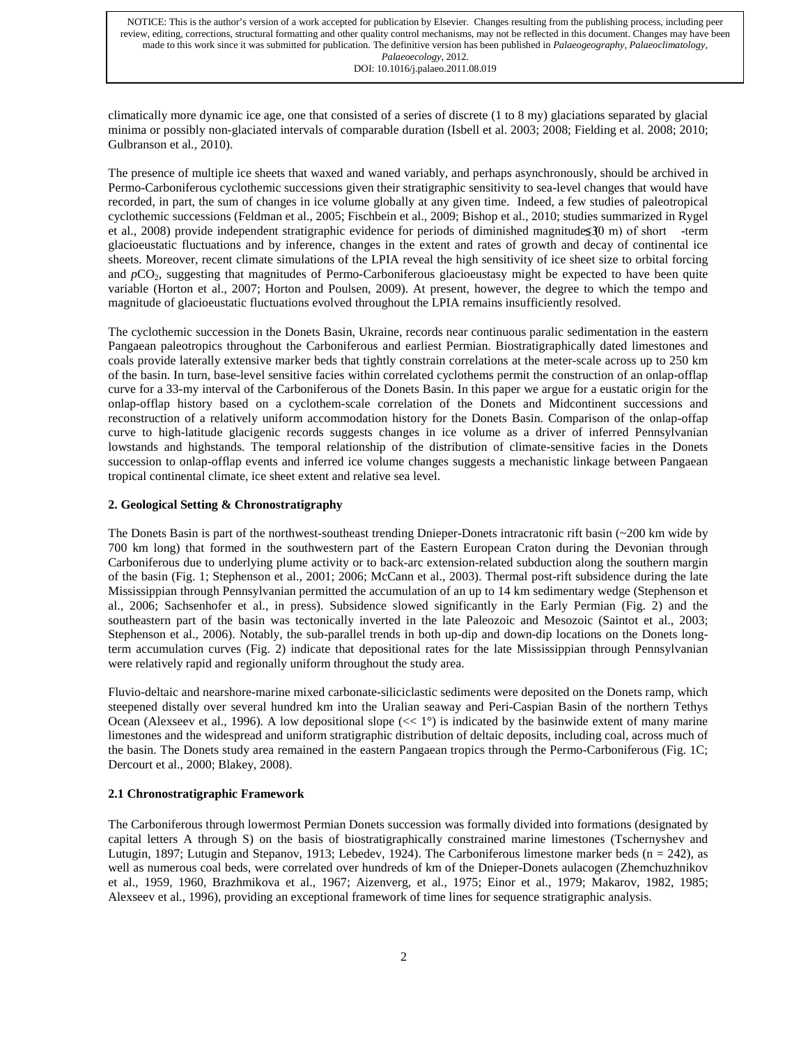climatically more dynamic ice age, one that consisted of a series of discrete (1 to 8 my) glaciations separated by glacial minima or possibly non-glaciated intervals of comparable duration (Isbell et al. 2003; 2008; Fielding et al. 2008; 2010; Gulbranson et al., 2010).

The presence of multiple ice sheets that waxed and waned variably, and perhaps asynchronously, should be archived in Permo-Carboniferous cyclothemic successions given their stratigraphic sensitivity to sea-level changes that would have recorded, in part, the sum of changes in ice volume globally at any given time. Indeed, a few studies of paleotropical cyclothemic successions (Feldman et al., 2005; Fischbein et al., 2009; Bishop et al., 2010; studies summarized in Rygel et al., 2008) provide independent stratigraphic evidence for periods of diminished magnitudes ($\leq$30 m) of short-term glacioeustatic fluctuations and by inference, changes in the extent and rates of growth and decay of continental ice sheets. Moreover, recent climate simulations of the LPIA reveal the high sensitivity of ice sheet size to orbital forcing and $p$CO$_2$, suggesting that magnitudes of Permo-Carboniferous glacioeustasy might be expected to have been quite variable (Horton et al., 2007; Horton and Poulsen, 2009). At present, however, the degree to which the tempo and magnitude of glacioeustatic fluctuations evolved throughout the LPIA remains insufficiently resolved.

The cyclothemic succession in the Donets Basin, Ukraine, records near continuous paralic sedimentation in the eastern Pangaean paleotropics throughout the Carboniferous and earliest Permian. Biostratigraphically dated limestones and coals provide laterally extensive marker beds that tightly constrain correlations at the meter-scale across up to 250 km of the basin. In turn, base-level sensitive facies within correlated cyclothems permit the construction of an onlap-offlap curve for a 33-my interval of the Carboniferous of the Donets Basin. In this paper we argue for a eustatic origin for the onlap-offlap history based on a cyclothem-scale correlation of the Donets and Midcontinent successions and reconstruction of a relatively uniform accommodation history for the Donets Basin. Comparison of the onlap-offap curve to high-latitude glacigenic records suggests changes in ice volume as a driver of inferred Pennsylvanian lowstands and highstands. The temporal relationship of the distribution of climate-sensitive facies in the Donets succession to onlap-offlap events and inferred ice volume changes suggests a mechanistic linkage between Pangaean tropical continental climate, ice sheet extent and relative sea level.

## 2. Geological Setting & Chronostratigraphy

The Donets Basin is part of the northwest-southeast trending Dnieper-Donets intracratonic rift basin (~200 km wide by 700 km long) that formed in the southwestern part of the Eastern European Craton during the Devonian through Carboniferous due to underlying plume activity or to back-arc extension-related subduction along the southern margin of the basin (Fig. 1; Stephenson et al., 2001; 2006; McCann et al., 2003). Thermal post-rift subsidence during the late Mississippian through Pennsylvanian permitted the accumulation of an up to 14 km sedimentary wedge (Stephenson et al., 2006; Sachsenhofer et al., in press). Subsidence slowed significantly in the Early Permian (Fig. 2) and the southeastern part of the basin was tectonically inverted in the late Paleozoic and Mesozoic (Saintot et al., 2003; Stephenson et al., 2006). Notably, the sub-parallel trends in both up-dip and down-dip locations on the Donets long-term accumulation curves (Fig. 2) indicate that depositional rates for the late Mississippian through Pennsylvanian were relatively rapid and regionally uniform throughout the study area.

Fluvio-deltaic and nearshore-marine mixed carbonate-siliciclastic sediments were deposited on the Donets ramp, which steepened distally over several hundred km into the Uralian seaway and Peri-Caspian Basin of the northern Tethys Ocean (Alexseev et al., 1996). A low depositional slope (<< 1°) is indicated by the basinwide extent of many marine limestones and the widespread and uniform stratigraphic distribution of deltaic deposits, including coal, across much of the basin. The Donets study area remained in the eastern Pangaean tropics through the Permo-Carboniferous (Fig. 1C; Dercourt et al., 2000; Blakey, 2008).

### 2.1 Chronostratigraphic Framework

The Carboniferous through lowermost Permian Donets succession was formally divided into formations (designated by capital letters A through S) on the basis of biostratigraphically constrained marine limestones (Tschernyshev and Lutugin, 1897; Lutugin and Stepanov, 1913; Lebedev, 1924). The Carboniferous limestone marker beds (n = 242), as well as numerous coal beds, were correlated over hundreds of km of the Dnieper-Donets aulacogen (Zhemchuzhnikov et al., 1959, 1960, Brazhmikova et al., 1967; Aizenverg, et al., 1975; Einor et al., 1979; Makarov, 1982, 1985; Alexseev et al., 1996), providing an exceptional framework of time lines for sequence stratigraphic analysis.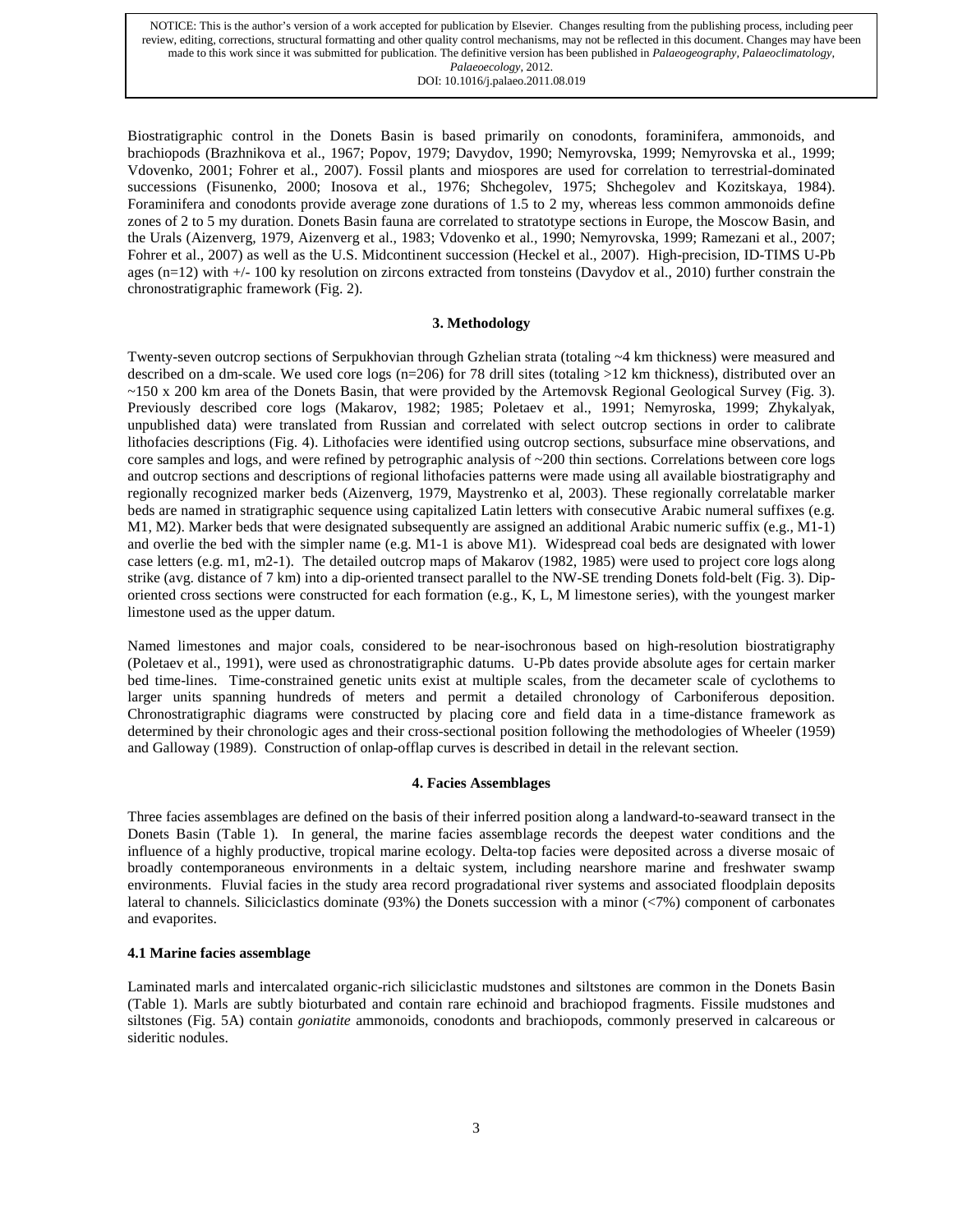NOTICE: This is the author's version of a work accepted for publication by Elsevier. Changes resulting from the publishing process, including peer review, editing, corrections, structural formatting and other quality control mechanisms, may not be reflected in this document. Changes may have been made to this work since it was submitted for publication. The definitive version has been published in *Palaeogeography, Palaeoclimatology, Palaeoecology*, 2012. DOI: 10.1016/j.palaeo.2011.08.019

Biostratigraphic control in the Donets Basin is based primarily on conodonts, foraminifera, ammonoids, and brachiopods (Brazhnikova et al., 1967; Popov, 1979; Davydov, 1990; Nemyrovska, 1999; Nemyrovska et al., 1999; Vdovenko, 2001; Fohrer et al., 2007). Fossil plants and miospores are used for correlation to terrestrial-dominated successions (Fisunenko, 2000; Inosova et al., 1976; Shchegolev, 1975; Shchegolev and Kozitskaya, 1984). Foraminifera and conodonts provide average zone durations of 1.5 to 2 my, whereas less common ammonoids define zones of 2 to 5 my duration. Donets Basin fauna are correlated to stratotype sections in Europe, the Moscow Basin, and the Urals (Aizenverg, 1979, Aizenverg et al., 1983; Vdovenko et al., 1990; Nemyrovska, 1999; Ramezani et al., 2007; Fohrer et al., 2007) as well as the U.S. Midcontinent succession (Heckel et al., 2007). High-precision, ID-TIMS U-Pb ages (n=12) with +/- 100 ky resolution on zircons extracted from tonsteins (Davydov et al., 2010) further constrain the chronostratigraphic framework (Fig. 2).

## 3. Methodology

Twenty-seven outcrop sections of Serpukhovian through Gzhelian strata (totaling ~4 km thickness) were measured and described on a dm-scale. We used core logs (n=206) for 78 drill sites (totaling >12 km thickness), distributed over an ~150 x 200 km area of the Donets Basin, that were provided by the Artemovsk Regional Geological Survey (Fig. 3). Previously described core logs (Makarov, 1982; 1985; Poletaev et al., 1991; Nemyroska, 1999; Zhykalyak, unpublished data) were translated from Russian and correlated with select outcrop sections in order to calibrate lithofacies descriptions (Fig. 4). Lithofacies were identified using outcrop sections, subsurface mine observations, and core samples and logs, and were refined by petrographic analysis of ~200 thin sections. Correlations between core logs and outcrop sections and descriptions of regional lithofacies patterns were made using all available biostratigraphy and regionally recognized marker beds (Aizenverg, 1979, Maystrenko et al, 2003). These regionally correlatable marker beds are named in stratigraphic sequence using capitalized Latin letters with consecutive Arabic numeral suffixes (e.g. M1, M2). Marker beds that were designated subsequently are assigned an additional Arabic numeric suffix (e.g., M1-1) and overlie the bed with the simpler name (e.g. M1-1 is above M1). Widespread coal beds are designated with lower case letters (e.g. m1, m2-1). The detailed outcrop maps of Makarov (1982, 1985) were used to project core logs along strike (avg. distance of 7 km) into a dip-oriented transect parallel to the NW-SE trending Donets fold-belt (Fig. 3). Dip-oriented cross sections were constructed for each formation (e.g., K, L, M limestone series), with the youngest marker limestone used as the upper datum.

Named limestones and major coals, considered to be near-isochronous based on high-resolution biostratigraphy (Poletaev et al., 1991), were used as chronostratigraphic datums. U-Pb dates provide absolute ages for certain marker bed time-lines. Time-constrained genetic units exist at multiple scales, from the decameter scale of cyclothems to larger units spanning hundreds of meters and permit a detailed chronology of Carboniferous deposition. Chronostratigraphic diagrams were constructed by placing core and field data in a time-distance framework as determined by their chronologic ages and their cross-sectional position following the methodologies of Wheeler (1959) and Galloway (1989). Construction of onlap-offlap curves is described in detail in the relevant section.

## 4. Facies Assemblages

Three facies assemblages are defined on the basis of their inferred position along a landward-to-seaward transect in the Donets Basin (Table 1). In general, the marine facies assemblage records the deepest water conditions and the influence of a highly productive, tropical marine ecology. Delta-top facies were deposited across a diverse mosaic of broadly contemporaneous environments in a deltaic system, including nearshore marine and freshwater swamp environments. Fluvial facies in the study area record progradational river systems and associated floodplain deposits lateral to channels. Siliciclastics dominate (93%) the Donets succession with a minor (<7%) component of carbonates and evaporites.

### 4.1 Marine facies assemblage

Laminated marls and intercalated organic-rich siliciclastic mudstones and siltstones are common in the Donets Basin (Table 1). Marls are subtly bioturbated and contain rare echinoid and brachiopod fragments. Fissile mudstones and siltstones (Fig. 5A) contain *goniatite* ammonoids, conodonts and brachiopods, commonly preserved in calcareous or sideritic nodules.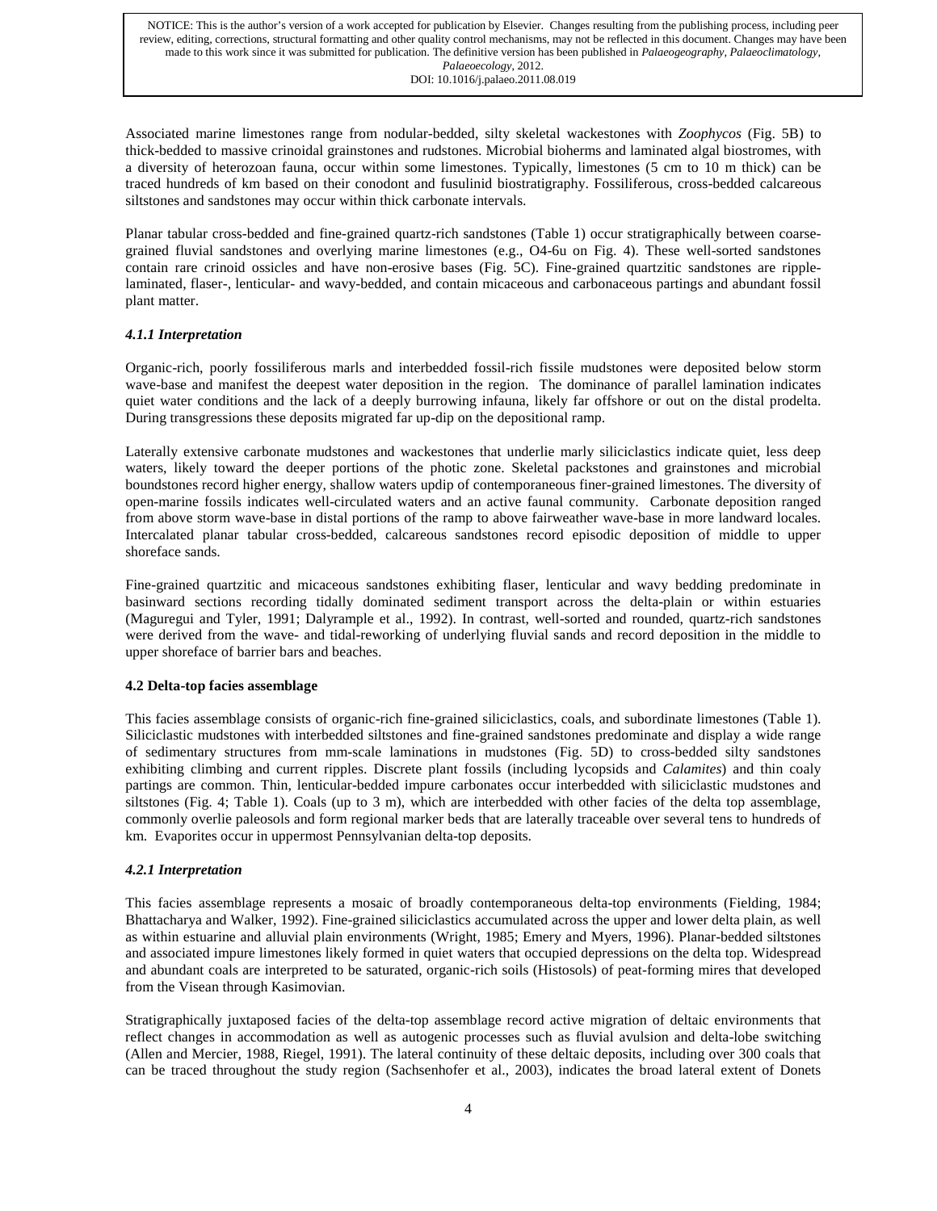Associated marine limestones range from nodular-bedded, silty skeletal wackestones with *Zoophycos* (Fig. 5B) to thick-bedded to massive crinoidal grainstones and rudstones. Microbial bioherms and laminated algal biostromes, with a diversity of heterozoan fauna, occur within some limestones. Typically, limestones (5 cm to 10 m thick) can be traced hundreds of km based on their conodont and fusulinid biostratigraphy. Fossiliferous, cross-bedded calcareous siltstones and sandstones may occur within thick carbonate intervals.

Planar tabular cross-bedded and fine-grained quartz-rich sandstones (Table 1) occur stratigraphically between coarse-grained fluvial sandstones and overlying marine limestones (e.g., O4-6u on Fig. 4). These well-sorted sandstones contain rare crinoid ossicles and have non-erosive bases (Fig. 5C). Fine-grained quartzitic sandstones are ripple-laminated, flaser-, lenticular- and wavy-bedded, and contain micaceous and carbonaceous partings and abundant fossil plant matter.

#### *4.1.1 Interpretation*

Organic-rich, poorly fossiliferous marls and interbedded fossil-rich fissile mudstones were deposited below storm wave-base and manifest the deepest water deposition in the region. The dominance of parallel lamination indicates quiet water conditions and the lack of a deeply burrowing infauna, likely far offshore or out on the distal prodelta. During transgressions these deposits migrated far up-dip on the depositional ramp.

Laterally extensive carbonate mudstones and wackestones that underlie marly siliciclastics indicate quiet, less deep waters, likely toward the deeper portions of the photic zone. Skeletal packstones and grainstones and microbial boundstones record higher energy, shallow waters updip of contemporaneous finer-grained limestones. The diversity of open-marine fossils indicates well-circulated waters and an active faunal community. Carbonate deposition ranged from above storm wave-base in distal portions of the ramp to above fairweather wave-base in more landward locales. Intercalated planar tabular cross-bedded, calcareous sandstones record episodic deposition of middle to upper shoreface sands.

Fine-grained quartzitic and micaceous sandstones exhibiting flaser, lenticular and wavy bedding predominate in basinward sections recording tidally dominated sediment transport across the delta-plain or within estuaries (Maguregui and Tyler, 1991; Dalyrample et al., 1992). In contrast, well-sorted and rounded, quartz-rich sandstones were derived from the wave- and tidal-reworking of underlying fluvial sands and record deposition in the middle to upper shoreface of barrier bars and beaches.

### 4.2 Delta-top facies assemblage

This facies assemblage consists of organic-rich fine-grained siliciclastics, coals, and subordinate limestones (Table 1). Siliciclastic mudstones with interbedded siltstones and fine-grained sandstones predominate and display a wide range of sedimentary structures from mm-scale laminations in mudstones (Fig. 5D) to cross-bedded silty sandstones exhibiting climbing and current ripples. Discrete plant fossils (including lycopsids and *Calamites*) and thin coaly partings are common. Thin, lenticular-bedded impure carbonates occur interbedded with siliciclastic mudstones and siltstones (Fig. 4; Table 1). Coals (up to 3 m), which are interbedded with other facies of the delta top assemblage, commonly overlie paleosols and form regional marker beds that are laterally traceable over several tens to hundreds of km. Evaporites occur in uppermost Pennsylvanian delta-top deposits.

#### *4.2.1 Interpretation*

This facies assemblage represents a mosaic of broadly contemporaneous delta-top environments (Fielding, 1984; Bhattacharya and Walker, 1992). Fine-grained siliciclastics accumulated across the upper and lower delta plain, as well as within estuarine and alluvial plain environments (Wright, 1985; Emery and Myers, 1996). Planar-bedded siltstones and associated impure limestones likely formed in quiet waters that occupied depressions on the delta top. Widespread and abundant coals are interpreted to be saturated, organic-rich soils (Histosols) of peat-forming mires that developed from the Visean through Kasimovian.

Stratigraphically juxtaposed facies of the delta-top assemblage record active migration of deltaic environments that reflect changes in accommodation as well as autogenic processes such as fluvial avulsion and delta-lobe switching (Allen and Mercier, 1988, Riegel, 1991). The lateral continuity of these deltaic deposits, including over 300 coals that can be traced throughout the study region (Sachsenhofer et al., 2003), indicates the broad lateral extent of Donets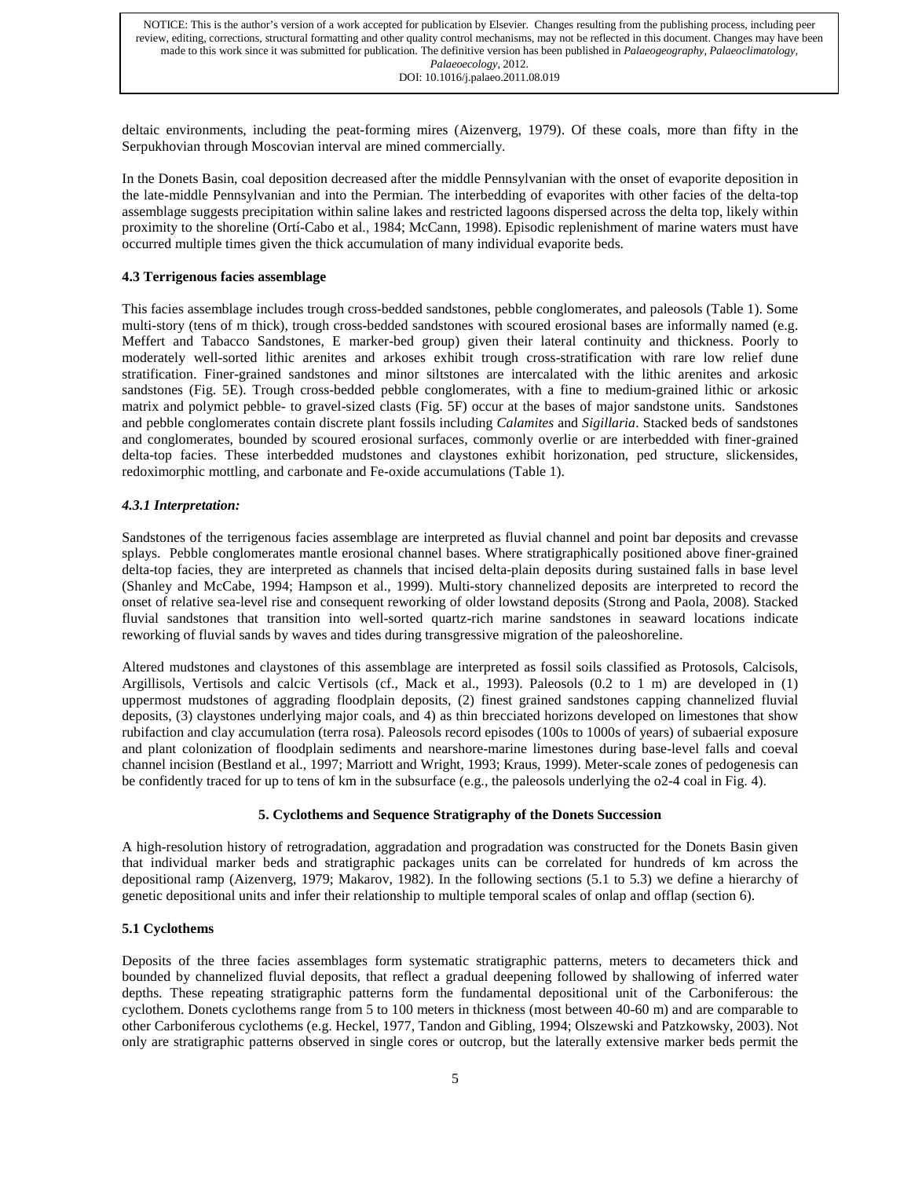deltaic environments, including the peat-forming mires (Aizenverg, 1979). Of these coals, more than fifty in the Serpukhovian through Moscovian interval are mined commercially.

In the Donets Basin, coal deposition decreased after the middle Pennsylvanian with the onset of evaporite deposition in the late-middle Pennsylvanian and into the Permian. The interbedding of evaporites with other facies of the delta-top assemblage suggests precipitation within saline lakes and restricted lagoons dispersed across the delta top, likely within proximity to the shoreline (Ortí-Cabo et al., 1984; McCann, 1998). Episodic replenishment of marine waters must have occurred multiple times given the thick accumulation of many individual evaporite beds.

### 4.3 Terrigenous facies assemblage

This facies assemblage includes trough cross-bedded sandstones, pebble conglomerates, and paleosols (Table 1). Some multi-story (tens of m thick), trough cross-bedded sandstones with scoured erosional bases are informally named (e.g. Meffert and Tabacco Sandstones, E marker-bed group) given their lateral continuity and thickness. Poorly to moderately well-sorted lithic arenites and arkoses exhibit trough cross-stratification with rare low relief dune stratification. Finer-grained sandstones and minor siltstones are intercalated with the lithic arenites and arkosic sandstones (Fig. 5E). Trough cross-bedded pebble conglomerates, with a fine to medium-grained lithic or arkosic matrix and polymict pebble- to gravel-sized clasts (Fig. 5F) occur at the bases of major sandstone units. Sandstones and pebble conglomerates contain discrete plant fossils including *Calamites* and *Sigillaria*. Stacked beds of sandstones and conglomerates, bounded by scoured erosional surfaces, commonly overlie or are interbedded with finer-grained delta-top facies. These interbedded mudstones and claystones exhibit horizonation, ped structure, slickensides, redoximorphic mottling, and carbonate and Fe-oxide accumulations (Table 1).

#### *4.3.1 Interpretation:*

Sandstones of the terrigenous facies assemblage are interpreted as fluvial channel and point bar deposits and crevasse splays. Pebble conglomerates mantle erosional channel bases. Where stratigraphically positioned above finer-grained delta-top facies, they are interpreted as channels that incised delta-plain deposits during sustained falls in base level (Shanley and McCabe, 1994; Hampson et al., 1999). Multi-story channelized deposits are interpreted to record the onset of relative sea-level rise and consequent reworking of older lowstand deposits (Strong and Paola, 2008). Stacked fluvial sandstones that transition into well-sorted quartz-rich marine sandstones in seaward locations indicate reworking of fluvial sands by waves and tides during transgressive migration of the paleoshoreline.

Altered mudstones and claystones of this assemblage are interpreted as fossil soils classified as Protosols, Calcisols, Argillisols, Vertisols and calcic Vertisols (cf., Mack et al., 1993). Paleosols (0.2 to 1 m) are developed in (1) uppermost mudstones of aggrading floodplain deposits, (2) finest grained sandstones capping channelized fluvial deposits, (3) claystones underlying major coals, and 4) as thin brecciated horizons developed on limestones that show rubifaction and clay accumulation (terra rosa). Paleosols record episodes (100s to 1000s of years) of subaerial exposure and plant colonization of floodplain sediments and nearshore-marine limestones during base-level falls and coeval channel incision (Bestland et al., 1997; Marriott and Wright, 1993; Kraus, 1999). Meter-scale zones of pedogenesis can be confidently traced for up to tens of km in the subsurface (e.g., the paleosols underlying the o2-4 coal in Fig. 4).

## 5. Cyclothems and Sequence Stratigraphy of the Donets Succession

A high-resolution history of retrogradation, aggradation and progradation was constructed for the Donets Basin given that individual marker beds and stratigraphic packages units can be correlated for hundreds of km across the depositional ramp (Aizenverg, 1979; Makarov, 1982). In the following sections (5.1 to 5.3) we define a hierarchy of genetic depositional units and infer their relationship to multiple temporal scales of onlap and offlap (section 6).

### 5.1 Cyclothems

Deposits of the three facies assemblages form systematic stratigraphic patterns, meters to decameters thick and bounded by channelized fluvial deposits, that reflect a gradual deepening followed by shallowing of inferred water depths. These repeating stratigraphic patterns form the fundamental depositional unit of the Carboniferous: the cyclothem. Donets cyclothems range from 5 to 100 meters in thickness (most between 40-60 m) and are comparable to other Carboniferous cyclothems (e.g. Heckel, 1977, Tandon and Gibling, 1994; Olszewski and Patzkowsky, 2003). Not only are stratigraphic patterns observed in single cores or outcrop, but the laterally extensive marker beds permit the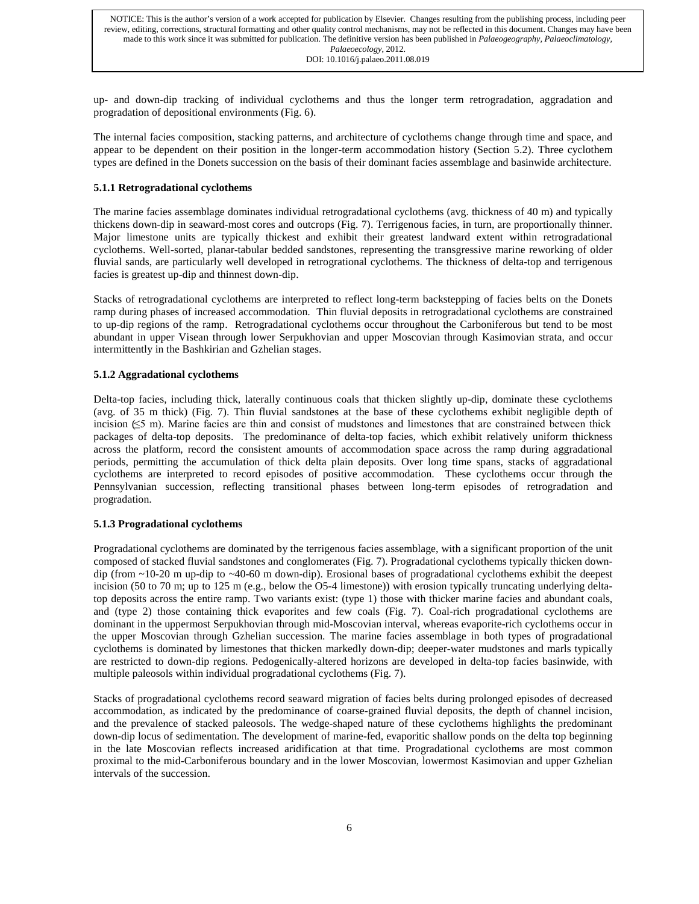up- and down-dip tracking of individual cyclothems and thus the longer term retrogradation, aggradation and progradation of depositional environments (Fig. 6).

The internal facies composition, stacking patterns, and architecture of cyclothems change through time and space, and appear to be dependent on their position in the longer-term accommodation history (Section 5.2). Three cyclothem types are defined in the Donets succession on the basis of their dominant facies assemblage and basinwide architecture.

### 5.1.1 Retrogradational cyclothems

The marine facies assemblage dominates individual retrogradational cyclothems (avg. thickness of 40 m) and typically thickens down-dip in seaward-most cores and outcrops (Fig. 7). Terrigenous facies, in turn, are proportionally thinner. Major limestone units are typically thickest and exhibit their greatest landward extent within retrogradational cyclothems. Well-sorted, planar-tabular bedded sandstones, representing the transgressive marine reworking of older fluvial sands, are particularly well developed in retrogrational cyclothems. The thickness of delta-top and terrigenous facies is greatest up-dip and thinnest down-dip.

Stacks of retrogradational cyclothems are interpreted to reflect long-term backstepping of facies belts on the Donets ramp during phases of increased accommodation. Thin fluvial deposits in retrogradational cyclothems are constrained to up-dip regions of the ramp. Retrogradational cyclothems occur throughout the Carboniferous but tend to be most abundant in upper Visean through lower Serpukhovian and upper Moscovian through Kasimovian strata, and occur intermittently in the Bashkirian and Gzhelian stages.

### 5.1.2 Aggradational cyclothems

Delta-top facies, including thick, laterally continuous coals that thicken slightly up-dip, dominate these cyclothems (avg. of 35 m thick) (Fig. 7). Thin fluvial sandstones at the base of these cyclothems exhibit negligible depth of incision (≤5 m). Marine facies are thin and consist of mudstones and limestones that are constrained between thick packages of delta-top deposits. The predominance of delta-top facies, which exhibit relatively uniform thickness across the platform, record the consistent amounts of accommodation space across the ramp during aggradational periods, permitting the accumulation of thick delta plain deposits. Over long time spans, stacks of aggradational cyclothems are interpreted to record episodes of positive accommodation. These cyclothems occur through the Pennsylvanian succession, reflecting transitional phases between long-term episodes of retrogradation and progradation.

### 5.1.3 Progradational cyclothems

Progradational cyclothems are dominated by the terrigenous facies assemblage, with a significant proportion of the unit composed of stacked fluvial sandstones and conglomerates (Fig. 7). Progradational cyclothems typically thicken down-dip (from ~10-20 m up-dip to ~40-60 m down-dip). Erosional bases of progradational cyclothems exhibit the deepest incision (50 to 70 m; up to 125 m (e.g., below the O5-4 limestone)) with erosion typically truncating underlying delta-top deposits across the entire ramp. Two variants exist: (type 1) those with thicker marine facies and abundant coals, and (type 2) those containing thick evaporites and few coals (Fig. 7). Coal-rich progradational cyclothems are dominant in the uppermost Serpukhovian through mid-Moscovian interval, whereas evaporite-rich cyclothems occur in the upper Moscovian through Gzhelian succession. The marine facies assemblage in both types of progradational cyclothems is dominated by limestones that thicken markedly down-dip; deeper-water mudstones and marls typically are restricted to down-dip regions. Pedogenically-altered horizons are developed in delta-top facies basinwide, with multiple paleosols within individual progradational cyclothems (Fig. 7).

Stacks of progradational cyclothems record seaward migration of facies belts during prolonged episodes of decreased accommodation, as indicated by the predominance of coarse-grained fluvial deposits, the depth of channel incision, and the prevalence of stacked paleosols. The wedge-shaped nature of these cyclothems highlights the predominant down-dip locus of sedimentation. The development of marine-fed, evaporitic shallow ponds on the delta top beginning in the late Moscovian reflects increased aridification at that time. Progradational cyclothems are most common proximal to the mid-Carboniferous boundary and in the lower Moscovian, lowermost Kasimovian and upper Gzhelian intervals of the succession.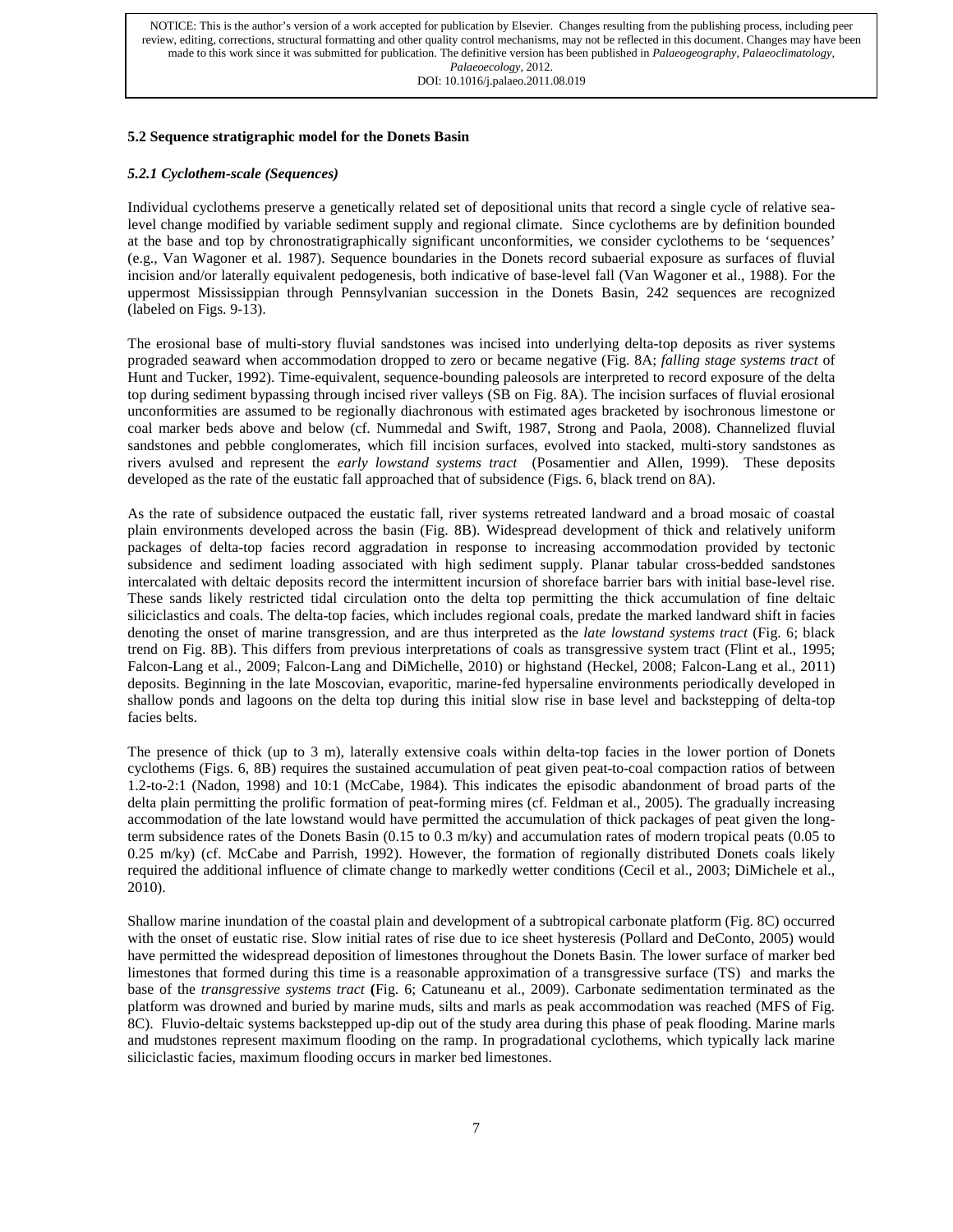### 5.2 Sequence stratigraphic model for the Donets Basin

#### *5.2.1 Cyclothem-scale (Sequences)*

Individual cyclothems preserve a genetically related set of depositional units that record a single cycle of relative sea-level change modified by variable sediment supply and regional climate. Since cyclothems are by definition bounded at the base and top by chronostratigraphically significant unconformities, we consider cyclothems to be 'sequences' (e.g., Van Wagoner et al. 1987). Sequence boundaries in the Donets record subaerial exposure as surfaces of fluvial incision and/or laterally equivalent pedogenesis, both indicative of base-level fall (Van Wagoner et al., 1988). For the uppermost Mississippian through Pennsylvanian succession in the Donets Basin, 242 sequences are recognized (labeled on Figs. 9-13).

The erosional base of multi-story fluvial sandstones was incised into underlying delta-top deposits as river systems prograded seaward when accommodation dropped to zero or became negative (Fig. 8A; *falling stage systems tract* of Hunt and Tucker, 1992). Time-equivalent, sequence-bounding paleosols are interpreted to record exposure of the delta top during sediment bypassing through incised river valleys (SB on Fig. 8A). The incision surfaces of fluvial erosional unconformities are assumed to be regionally diachronous with estimated ages bracketed by isochronous limestone or coal marker beds above and below (cf. Nummedal and Swift, 1987, Strong and Paola, 2008). Channelized fluvial sandstones and pebble conglomerates, which fill incision surfaces, evolved into stacked, multi-story sandstones as rivers avulsed and represent the *early lowstand systems tract* (Posamentier and Allen, 1999). These deposits developed as the rate of the eustatic fall approached that of subsidence (Figs. 6, black trend on 8A).

As the rate of subsidence outpaced the eustatic fall, river systems retreated landward and a broad mosaic of coastal plain environments developed across the basin (Fig. 8B). Widespread development of thick and relatively uniform packages of delta-top facies record aggradation in response to increasing accommodation provided by tectonic subsidence and sediment loading associated with high sediment supply. Planar tabular cross-bedded sandstones intercalated with deltaic deposits record the intermittent incursion of shoreface barrier bars with initial base-level rise. These sands likely restricted tidal circulation onto the delta top permitting the thick accumulation of fine deltaic siliciclastics and coals. The delta-top facies, which includes regional coals, predate the marked landward shift in facies denoting the onset of marine transgression, and are thus interpreted as the *late lowstand systems tract* (Fig. 6; black trend on Fig. 8B). This differs from previous interpretations of coals as transgressive system tract (Flint et al., 1995; Falcon-Lang et al., 2009; Falcon-Lang and DiMichelle, 2010) or highstand (Heckel, 2008; Falcon-Lang et al., 2011) deposits. Beginning in the late Moscovian, evaporitic, marine-fed hypersaline environments periodically developed in shallow ponds and lagoons on the delta top during this initial slow rise in base level and backstepping of delta-top facies belts.

The presence of thick (up to 3 m), laterally extensive coals within delta-top facies in the lower portion of Donets cyclothems (Figs. 6, 8B) requires the sustained accumulation of peat given peat-to-coal compaction ratios of between 1.2-to-2:1 (Nadon, 1998) and 10:1 (McCabe, 1984). This indicates the episodic abandonment of broad parts of the delta plain permitting the prolific formation of peat-forming mires (cf. Feldman et al., 2005). The gradually increasing accommodation of the late lowstand would have permitted the accumulation of thick packages of peat given the long-term subsidence rates of the Donets Basin (0.15 to 0.3 m/ky) and accumulation rates of modern tropical peats (0.05 to 0.25 m/ky) (cf. McCabe and Parrish, 1992). However, the formation of regionally distributed Donets coals likely required the additional influence of climate change to markedly wetter conditions (Cecil et al., 2003; DiMichele et al., 2010).

Shallow marine inundation of the coastal plain and development of a subtropical carbonate platform (Fig. 8C) occurred with the onset of eustatic rise. Slow initial rates of rise due to ice sheet hysteresis (Pollard and DeConto, 2005) would have permitted the widespread deposition of limestones throughout the Donets Basin. The lower surface of marker bed limestones that formed during this time is a reasonable approximation of a transgressive surface (TS) and marks the base of the *transgressive systems tract* **(**Fig. 6; Catuneanu et al., 2009). Carbonate sedimentation terminated as the platform was drowned and buried by marine muds, silts and marls as peak accommodation was reached (MFS of Fig. 8C). Fluvio-deltaic systems backstepped up-dip out of the study area during this phase of peak flooding. Marine marls and mudstones represent maximum flooding on the ramp. In progradational cyclothems, which typically lack marine siliciclastic facies, maximum flooding occurs in marker bed limestones.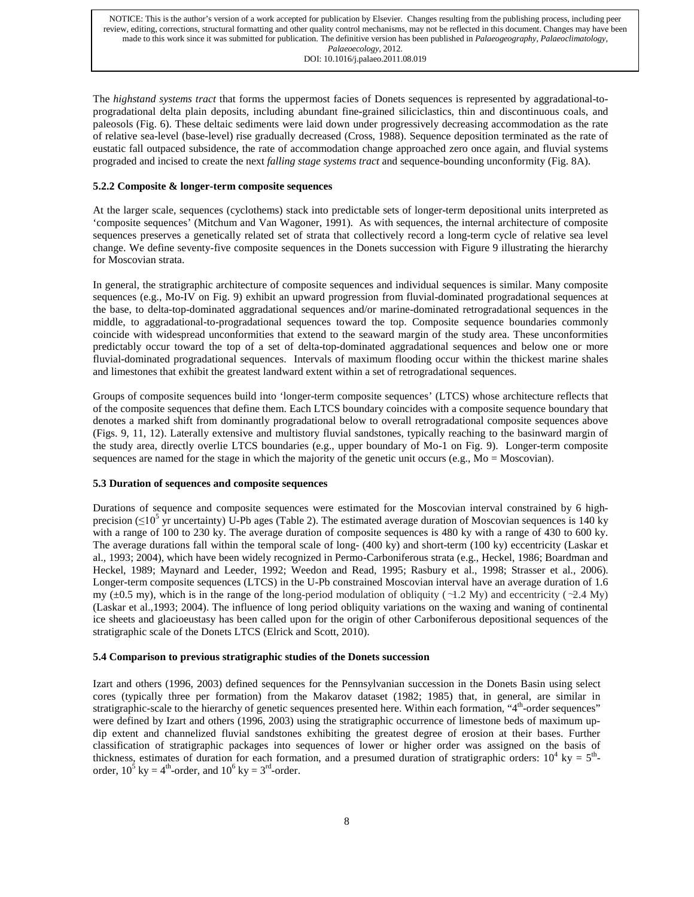The *highstand systems tract* that forms the uppermost facies of Donets sequences is represented by aggradational-to-progradational delta plain deposits, including abundant fine-grained siliciclastics, thin and discontinuous coals, and paleosols (Fig. 6). These deltaic sediments were laid down under progressively decreasing accommodation as the rate of relative sea-level (base-level) rise gradually decreased (Cross, 1988). Sequence deposition terminated as the rate of eustatic fall outpaced subsidence, the rate of accommodation change approached zero once again, and fluvial systems prograded and incised to create the next *falling stage systems tract* and sequence-bounding unconformity (Fig. 8A).

### 5.2.2 Composite & longer-term composite sequences

At the larger scale, sequences (cyclothems) stack into predictable sets of longer-term depositional units interpreted as 'composite sequences' (Mitchum and Van Wagoner, 1991). As with sequences, the internal architecture of composite sequences preserves a genetically related set of strata that collectively record a long-term cycle of relative sea level change. We define seventy-five composite sequences in the Donets succession with Figure 9 illustrating the hierarchy for Moscovian strata.

In general, the stratigraphic architecture of composite sequences and individual sequences is similar. Many composite sequences (e.g., Mo-IV on Fig. 9) exhibit an upward progression from fluvial-dominated progradational sequences at the base, to delta-top-dominated aggradational sequences and/or marine-dominated retrogradational sequences in the middle, to aggradational-to-progradational sequences toward the top. Composite sequence boundaries commonly coincide with widespread unconformities that extend to the seaward margin of the study area. These unconformities predictably occur toward the top of a set of delta-top-dominated aggradational sequences and below one or more fluvial-dominated progradational sequences. Intervals of maximum flooding occur within the thickest marine shales and limestones that exhibit the greatest landward extent within a set of retrogradational sequences.

Groups of composite sequences build into 'longer-term composite sequences' (LTCS) whose architecture reflects that of the composite sequences that define them. Each LTCS boundary coincides with a composite sequence boundary that denotes a marked shift from dominantly progradational below to overall retrogradational composite sequences above (Figs. 9, 11, 12). Laterally extensive and multistory fluvial sandstones, typically reaching to the basinward margin of the study area, directly overlie LTCS boundaries (e.g., upper boundary of Mo-1 on Fig. 9). Longer-term composite sequences are named for the stage in which the majority of the genetic unit occurs (e.g., Mo = Moscovian).

### 5.3 Duration of sequences and composite sequences

Durations of sequence and composite sequences were estimated for the Moscovian interval constrained by 6 high-precision ($\leq 10^5$ yr uncertainty) U-Pb ages (Table 2). The estimated average duration of Moscovian sequences is 140 ky with a range of 100 to 230 ky. The average duration of composite sequences is 480 ky with a range of 430 to 600 ky. The average durations fall within the temporal scale of long- (400 ky) and short-term (100 ky) eccentricity (Laskar et al., 1993; 2004), which have been widely recognized in Permo-Carboniferous strata (e.g., Heckel, 1986; Boardman and Heckel, 1989; Maynard and Leeder, 1992; Weedon and Read, 1995; Rasbury et al., 1998; Strasser et al., 2006). Longer-term composite sequences (LTCS) in the U-Pb constrained Moscovian interval have an average duration of 1.6 my (±0.5 my), which is in the range of the long-period modulation of obliquity (~1.2 My) and eccentricity (~2.4 My) (Laskar et al.,1993; 2004). The influence of long period obliquity variations on the waxing and waning of continental ice sheets and glacioeustasy has been called upon for the origin of other Carboniferous depositional sequences of the stratigraphic scale of the Donets LTCS (Elrick and Scott, 2010).

### 5.4 Comparison to previous stratigraphic studies of the Donets succession

Izart and others (1996, 2003) defined sequences for the Pennsylvanian succession in the Donets Basin using select cores (typically three per formation) from the Makarov dataset (1982; 1985) that, in general, are similar in stratigraphic-scale to the hierarchy of genetic sequences presented here. Within each formation, "4th-order sequences" were defined by Izart and others (1996, 2003) using the stratigraphic occurrence of limestone beds of maximum up-dip extent and channelized fluvial sandstones exhibiting the greatest degree of erosion at their bases. Further classification of stratigraphic packages into sequences of lower or higher order was assigned on the basis of thickness, estimates of duration for each formation, and a presumed duration of stratigraphic orders: $10^4$ ky = 5th-order, $10^5$ ky = 4th-order, and $10^6$ ky = 3rd-order.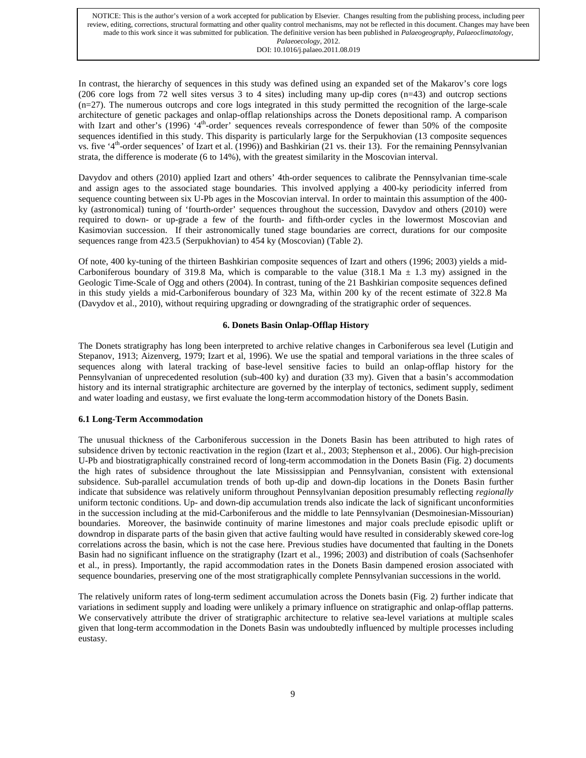In contrast, the hierarchy of sequences in this study was defined using an expanded set of the Makarov's core logs (206 core logs from 72 well sites versus 3 to 4 sites) including many up-dip cores (n=43) and outcrop sections (n=27). The numerous outcrops and core logs integrated in this study permitted the recognition of the large-scale architecture of genetic packages and onlap-offlap relationships across the Donets depositional ramp. A comparison with Izart and other's (1996) '4th-order' sequences reveals correspondence of fewer than 50% of the composite sequences identified in this study. This disparity is particularly large for the Serpukhovian (13 composite sequences vs. five '4th-order sequences' of Izart et al. (1996)) and Bashkirian (21 vs. their 13). For the remaining Pennsylvanian strata, the difference is moderate (6 to 14%), with the greatest similarity in the Moscovian interval.

Davydov and others (2010) applied Izart and others' 4th-order sequences to calibrate the Pennsylvanian time-scale and assign ages to the associated stage boundaries. This involved applying a 400-ky periodicity inferred from sequence counting between six U-Pb ages in the Moscovian interval. In order to maintain this assumption of the 400-ky (astronomical) tuning of 'fourth-order' sequences throughout the succession, Davydov and others (2010) were required to down- or up-grade a few of the fourth- and fifth-order cycles in the lowermost Moscovian and Kasimovian succession. If their astronomically tuned stage boundaries are correct, durations for our composite sequences range from 423.5 (Serpukhovian) to 454 ky (Moscovian) (Table 2).

Of note, 400 ky-tuning of the thirteen Bashkirian composite sequences of Izart and others (1996; 2003) yields a mid-Carboniferous boundary of 319.8 Ma, which is comparable to the value (318.1 Ma ± 1.3 my) assigned in the Geologic Time-Scale of Ogg and others (2004). In contrast, tuning of the 21 Bashkirian composite sequences defined in this study yields a mid-Carboniferous boundary of 323 Ma, within 200 ky of the recent estimate of 322.8 Ma (Davydov et al., 2010), without requiring upgrading or downgrading of the stratigraphic order of sequences.

## 6. Donets Basin Onlap-Offlap History

The Donets stratigraphy has long been interpreted to archive relative changes in Carboniferous sea level (Lutigin and Stepanov, 1913; Aizenverg, 1979; Izart et al, 1996). We use the spatial and temporal variations in the three scales of sequences along with lateral tracking of base-level sensitive facies to build an onlap-offlap history for the Pennsylvanian of unprecedented resolution (sub-400 ky) and duration (33 my). Given that a basin's accommodation history and its internal stratigraphic architecture are governed by the interplay of tectonics, sediment supply, sediment and water loading and eustasy, we first evaluate the long-term accommodation history of the Donets Basin.

### 6.1 Long-Term Accommodation

The unusual thickness of the Carboniferous succession in the Donets Basin has been attributed to high rates of subsidence driven by tectonic reactivation in the region (Izart et al., 2003; Stephenson et al., 2006). Our high-precision U-Pb and biostratigraphically constrained record of long-term accommodation in the Donets Basin (Fig. 2) documents the high rates of subsidence throughout the late Mississippian and Pennsylvanian, consistent with extensional subsidence. Sub-parallel accumulation trends of both up-dip and down-dip locations in the Donets Basin further indicate that subsidence was relatively uniform throughout Pennsylvanian deposition presumably reflecting *regionally* uniform tectonic conditions. Up- and down-dip accumulation trends also indicate the lack of significant unconformities in the succession including at the mid-Carboniferous and the middle to late Pennsylvanian (Desmoinesian-Missourian) boundaries. Moreover, the basinwide continuity of marine limestones and major coals preclude episodic uplift or downdrop in disparate parts of the basin given that active faulting would have resulted in considerably skewed core-log correlations across the basin, which is not the case here. Previous studies have documented that faulting in the Donets Basin had no significant influence on the stratigraphy (Izart et al., 1996; 2003) and distribution of coals (Sachsenhofer et al., in press). Importantly, the rapid accommodation rates in the Donets Basin dampened erosion associated with sequence boundaries, preserving one of the most stratigraphically complete Pennsylvanian successions in the world.

The relatively uniform rates of long-term sediment accumulation across the Donets basin (Fig. 2) further indicate that variations in sediment supply and loading were unlikely a primary influence on stratigraphic and onlap-offlap patterns. We conservatively attribute the driver of stratigraphic architecture to relative sea-level variations at multiple scales given that long-term accommodation in the Donets Basin was undoubtedly influenced by multiple processes including eustasy.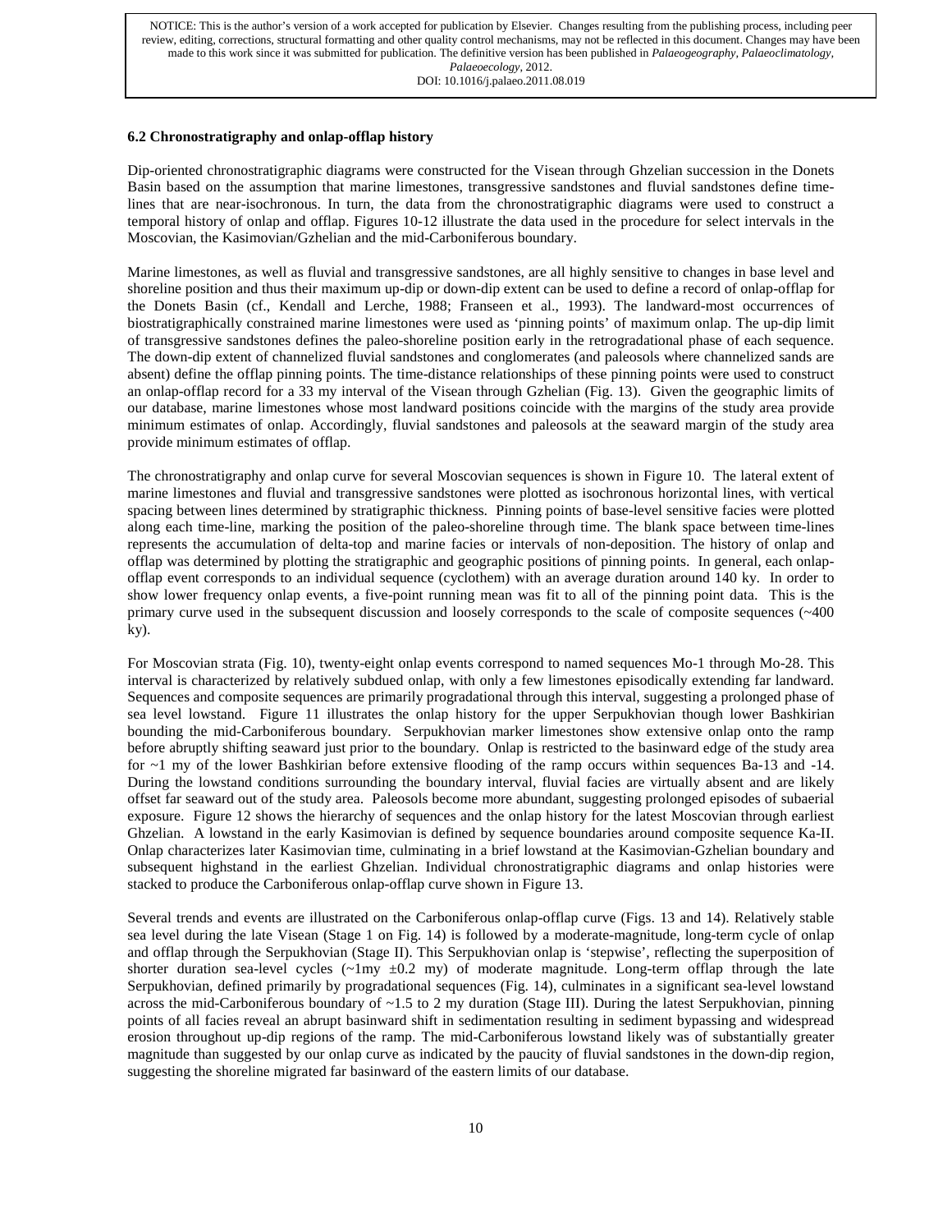### 6.2 Chronostratigraphy and onlap-offlap history

Dip-oriented chronostratigraphic diagrams were constructed for the Visean through Ghzelian succession in the Donets Basin based on the assumption that marine limestones, transgressive sandstones and fluvial sandstones define time-lines that are near-isochronous. In turn, the data from the chronostratigraphic diagrams were used to construct a temporal history of onlap and offlap. Figures 10-12 illustrate the data used in the procedure for select intervals in the Moscovian, the Kasimovian/Gzhelian and the mid-Carboniferous boundary.

Marine limestones, as well as fluvial and transgressive sandstones, are all highly sensitive to changes in base level and shoreline position and thus their maximum up-dip or down-dip extent can be used to define a record of onlap-offlap for the Donets Basin (cf., Kendall and Lerche, 1988; Franseen et al., 1993). The landward-most occurrences of biostratigraphically constrained marine limestones were used as 'pinning points' of maximum onlap. The up-dip limit of transgressive sandstones defines the paleo-shoreline position early in the retrogradational phase of each sequence. The down-dip extent of channelized fluvial sandstones and conglomerates (and paleosols where channelized sands are absent) define the offlap pinning points. The time-distance relationships of these pinning points were used to construct an onlap-offlap record for a 33 my interval of the Visean through Gzhelian (Fig. 13). Given the geographic limits of our database, marine limestones whose most landward positions coincide with the margins of the study area provide minimum estimates of onlap. Accordingly, fluvial sandstones and paleosols at the seaward margin of the study area provide minimum estimates of offlap.

The chronostratigraphy and onlap curve for several Moscovian sequences is shown in Figure 10. The lateral extent of marine limestones and fluvial and transgressive sandstones were plotted as isochronous horizontal lines, with vertical spacing between lines determined by stratigraphic thickness. Pinning points of base-level sensitive facies were plotted along each time-line, marking the position of the paleo-shoreline through time. The blank space between time-lines represents the accumulation of delta-top and marine facies or intervals of non-deposition. The history of onlap and offlap was determined by plotting the stratigraphic and geographic positions of pinning points. In general, each onlap-offlap event corresponds to an individual sequence (cyclothem) with an average duration around 140 ky. In order to show lower frequency onlap events, a five-point running mean was fit to all of the pinning point data. This is the primary curve used in the subsequent discussion and loosely corresponds to the scale of composite sequences (~400 ky).

For Moscovian strata (Fig. 10), twenty-eight onlap events correspond to named sequences Mo-1 through Mo-28. This interval is characterized by relatively subdued onlap, with only a few limestones episodically extending far landward. Sequences and composite sequences are primarily progradational through this interval, suggesting a prolonged phase of sea level lowstand. Figure 11 illustrates the onlap history for the upper Serpukhovian though lower Bashkirian bounding the mid-Carboniferous boundary. Serpukhovian marker limestones show extensive onlap onto the ramp before abruptly shifting seaward just prior to the boundary. Onlap is restricted to the basinward edge of the study area for ~1 my of the lower Bashkirian before extensive flooding of the ramp occurs within sequences Ba-13 and -14. During the lowstand conditions surrounding the boundary interval, fluvial facies are virtually absent and are likely offset far seaward out of the study area. Paleosols become more abundant, suggesting prolonged episodes of subaerial exposure. Figure 12 shows the hierarchy of sequences and the onlap history for the latest Moscovian through earliest Ghzelian. A lowstand in the early Kasimovian is defined by sequence boundaries around composite sequence Ka-II. Onlap characterizes later Kasimovian time, culminating in a brief lowstand at the Kasimovian-Gzhelian boundary and subsequent highstand in the earliest Ghzelian. Individual chronostratigraphic diagrams and onlap histories were stacked to produce the Carboniferous onlap-offlap curve shown in Figure 13.

Several trends and events are illustrated on the Carboniferous onlap-offlap curve (Figs. 13 and 14). Relatively stable sea level during the late Visean (Stage 1 on Fig. 14) is followed by a moderate-magnitude, long-term cycle of onlap and offlap through the Serpukhovian (Stage II). This Serpukhovian onlap is 'stepwise', reflecting the superposition of shorter duration sea-level cycles (~1my ±0.2 my) of moderate magnitude. Long-term offlap through the late Serpukhovian, defined primarily by progradational sequences (Fig. 14), culminates in a significant sea-level lowstand across the mid-Carboniferous boundary of ~1.5 to 2 my duration (Stage III). During the latest Serpukhovian, pinning points of all facies reveal an abrupt basinward shift in sedimentation resulting in sediment bypassing and widespread erosion throughout up-dip regions of the ramp. The mid-Carboniferous lowstand likely was of substantially greater magnitude than suggested by our onlap curve as indicated by the paucity of fluvial sandstones in the down-dip region, suggesting the shoreline migrated far basinward of the eastern limits of our database.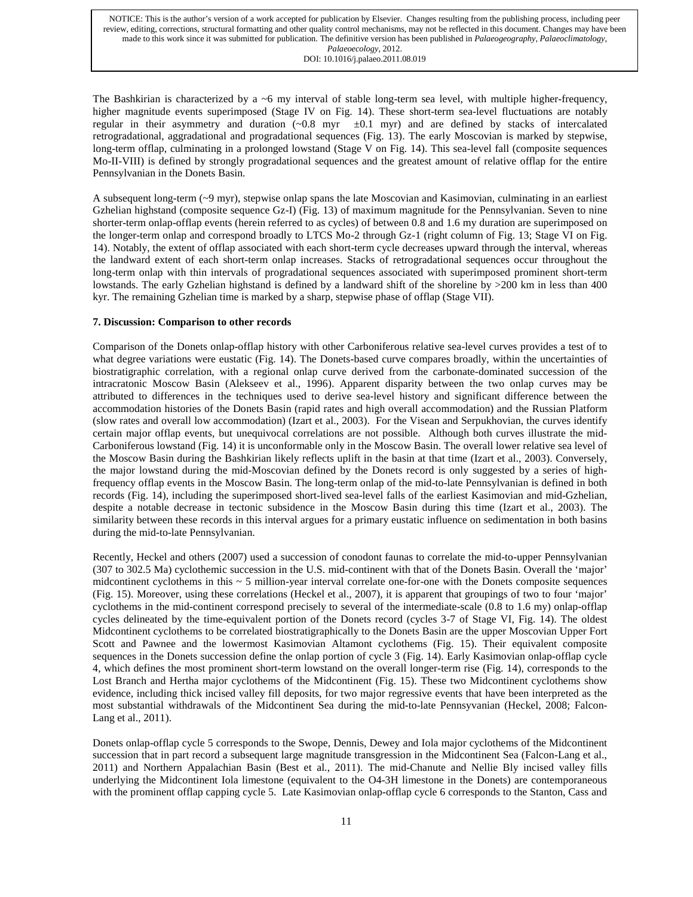The Bashkirian is characterized by a ~6 my interval of stable long-term sea level, with multiple higher-frequency, higher magnitude events superimposed (Stage IV on Fig. 14). These short-term sea-level fluctuations are notably regular in their asymmetry and duration (~0.8 myr ±0.1 myr) and are defined by stacks of intercalated retrogradational, aggradational and progradational sequences (Fig. 13). The early Moscovian is marked by stepwise, long-term offlap, culminating in a prolonged lowstand (Stage V on Fig. 14). This sea-level fall (composite sequences Mo-II-VIII) is defined by strongly progradational sequences and the greatest amount of relative offlap for the entire Pennsylvanian in the Donets Basin.

A subsequent long-term (~9 myr), stepwise onlap spans the late Moscovian and Kasimovian, culminating in an earliest Gzhelian highstand (composite sequence Gz-I) (Fig. 13) of maximum magnitude for the Pennsylvanian. Seven to nine shorter-term onlap-offlap events (herein referred to as cycles) of between 0.8 and 1.6 my duration are superimposed on the longer-term onlap and correspond broadly to LTCS Mo-2 through Gz-1 (right column of Fig. 13; Stage VI on Fig. 14). Notably, the extent of offlap associated with each short-term cycle decreases upward through the interval, whereas the landward extent of each short-term onlap increases. Stacks of retrogradational sequences occur throughout the long-term onlap with thin intervals of progradational sequences associated with superimposed prominent short-term lowstands. The early Gzhelian highstand is defined by a landward shift of the shoreline by >200 km in less than 400 kyr. The remaining Gzhelian time is marked by a sharp, stepwise phase of offlap (Stage VII).

## 7. Discussion: Comparison to other records

Comparison of the Donets onlap-offlap history with other Carboniferous relative sea-level curves provides a test of to what degree variations were eustatic (Fig. 14). The Donets-based curve compares broadly, within the uncertainties of biostratigraphic correlation, with a regional onlap curve derived from the carbonate-dominated succession of the intracratonic Moscow Basin (Alekseev et al., 1996). Apparent disparity between the two onlap curves may be attributed to differences in the techniques used to derive sea-level history and significant difference between the accommodation histories of the Donets Basin (rapid rates and high overall accommodation) and the Russian Platform (slow rates and overall low accommodation) (Izart et al., 2003). For the Visean and Serpukhovian, the curves identify certain major offlap events, but unequivocal correlations are not possible. Although both curves illustrate the mid-Carboniferous lowstand (Fig. 14) it is unconformable only in the Moscow Basin. The overall lower relative sea level of the Moscow Basin during the Bashkirian likely reflects uplift in the basin at that time (Izart et al., 2003). Conversely, the major lowstand during the mid-Moscovian defined by the Donets record is only suggested by a series of high-frequency offlap events in the Moscow Basin. The long-term onlap of the mid-to-late Pennsylvanian is defined in both records (Fig. 14), including the superimposed short-lived sea-level falls of the earliest Kasimovian and mid-Gzhelian, despite a notable decrease in tectonic subsidence in the Moscow Basin during this time (Izart et al., 2003). The similarity between these records in this interval argues for a primary eustatic influence on sedimentation in both basins during the mid-to-late Pennsylvanian.

Recently, Heckel and others (2007) used a succession of conodont faunas to correlate the mid-to-upper Pennsylvanian (307 to 302.5 Ma) cyclothemic succession in the U.S. mid-continent with that of the Donets Basin. Overall the 'major' midcontinent cyclothems in this ~ 5 million-year interval correlate one-for-one with the Donets composite sequences (Fig. 15). Moreover, using these correlations (Heckel et al., 2007), it is apparent that groupings of two to four 'major' cyclothems in the mid-continent correspond precisely to several of the intermediate-scale (0.8 to 1.6 my) onlap-offlap cycles delineated by the time-equivalent portion of the Donets record (cycles 3-7 of Stage VI, Fig. 14). The oldest Midcontinent cyclothems to be correlated biostratigraphically to the Donets Basin are the upper Moscovian Upper Fort Scott and Pawnee and the lowermost Kasimovian Altamont cyclothems (Fig. 15). Their equivalent composite sequences in the Donets succession define the onlap portion of cycle 3 (Fig. 14). Early Kasimovian onlap-offlap cycle 4, which defines the most prominent short-term lowstand on the overall longer-term rise (Fig. 14), corresponds to the Lost Branch and Hertha major cyclothems of the Midcontinent (Fig. 15). These two Midcontinent cyclothems show evidence, including thick incised valley fill deposits, for two major regressive events that have been interpreted as the most substantial withdrawals of the Midcontinent Sea during the mid-to-late Pennsyvanian (Heckel, 2008; Falcon-Lang et al., 2011).

Donets onlap-offlap cycle 5 corresponds to the Swope, Dennis, Dewey and Iola major cyclothems of the Midcontinent succession that in part record a subsequent large magnitude transgression in the Midcontinent Sea (Falcon-Lang et al., 2011) and Northern Appalachian Basin (Best et al., 2011). The mid-Chanute and Nellie Bly incised valley fills underlying the Midcontinent Iola limestone (equivalent to the O4-3H limestone in the Donets) are contemporaneous with the prominent offlap capping cycle 5. Late Kasimovian onlap-offlap cycle 6 corresponds to the Stanton, Cass and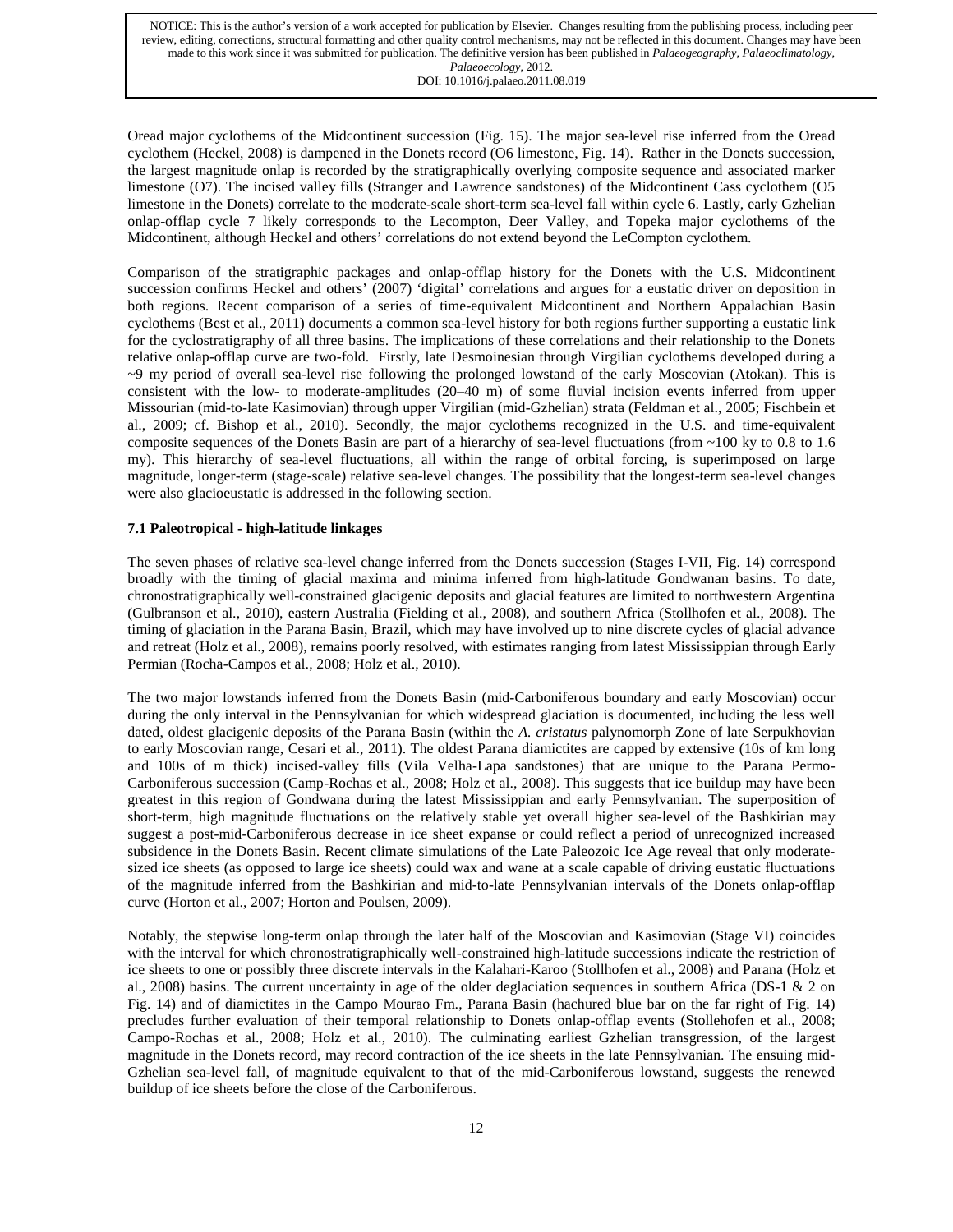Oread major cyclothems of the Midcontinent succession (Fig. 15). The major sea-level rise inferred from the Oread cyclothem (Heckel, 2008) is dampened in the Donets record (O6 limestone, Fig. 14). Rather in the Donets succession, the largest magnitude onlap is recorded by the stratigraphically overlying composite sequence and associated marker limestone (O7). The incised valley fills (Stranger and Lawrence sandstones) of the Midcontinent Cass cyclothem (O5 limestone in the Donets) correlate to the moderate-scale short-term sea-level fall within cycle 6. Lastly, early Gzhelian onlap-offlap cycle 7 likely corresponds to the Lecompton, Deer Valley, and Topeka major cyclothems of the Midcontinent, although Heckel and others' correlations do not extend beyond the LeCompton cyclothem.

Comparison of the stratigraphic packages and onlap-offlap history for the Donets with the U.S. Midcontinent succession confirms Heckel and others' (2007) 'digital' correlations and argues for a eustatic driver on deposition in both regions. Recent comparison of a series of time-equivalent Midcontinent and Northern Appalachian Basin cyclothems (Best et al., 2011) documents a common sea-level history for both regions further supporting a eustatic link for the cyclostratigraphy of all three basins. The implications of these correlations and their relationship to the Donets relative onlap-offlap curve are two-fold. Firstly, late Desmoinesian through Virgilian cyclothems developed during a ~9 my period of overall sea-level rise following the prolonged lowstand of the early Moscovian (Atokan). This is consistent with the low- to moderate-amplitudes (20–40 m) of some fluvial incision events inferred from upper Missourian (mid-to-late Kasimovian) through upper Virgilian (mid-Gzhelian) strata (Feldman et al., 2005; Fischbein et al., 2009; cf. Bishop et al., 2010). Secondly, the major cyclothems recognized in the U.S. and time-equivalent composite sequences of the Donets Basin are part of a hierarchy of sea-level fluctuations (from ~100 ky to 0.8 to 1.6 my). This hierarchy of sea-level fluctuations, all within the range of orbital forcing, is superimposed on large magnitude, longer-term (stage-scale) relative sea-level changes. The possibility that the longest-term sea-level changes were also glacioeustatic is addressed in the following section.

### 7.1 Paleotropical - high-latitude linkages

The seven phases of relative sea-level change inferred from the Donets succession (Stages I-VII, Fig. 14) correspond broadly with the timing of glacial maxima and minima inferred from high-latitude Gondwanan basins. To date, chronostratigraphically well-constrained glacigenic deposits and glacial features are limited to northwestern Argentina (Gulbranson et al., 2010), eastern Australia (Fielding et al., 2008), and southern Africa (Stollhofen et al., 2008). The timing of glaciation in the Parana Basin, Brazil, which may have involved up to nine discrete cycles of glacial advance and retreat (Holz et al., 2008), remains poorly resolved, with estimates ranging from latest Mississippian through Early Permian (Rocha-Campos et al., 2008; Holz et al., 2010).

The two major lowstands inferred from the Donets Basin (mid-Carboniferous boundary and early Moscovian) occur during the only interval in the Pennsylvanian for which widespread glaciation is documented, including the less well dated, oldest glacigenic deposits of the Parana Basin (within the *A. cristatus* palynomorph Zone of late Serpukhovian to early Moscovian range, Cesari et al., 2011). The oldest Parana diamictites are capped by extensive (10s of km long and 100s of m thick) incised-valley fills (Vila Velha-Lapa sandstones) that are unique to the Parana Permo-Carboniferous succession (Camp-Rochas et al., 2008; Holz et al., 2008). This suggests that ice buildup may have been greatest in this region of Gondwana during the latest Mississippian and early Pennsylvanian. The superposition of short-term, high magnitude fluctuations on the relatively stable yet overall higher sea-level of the Bashkirian may suggest a post-mid-Carboniferous decrease in ice sheet expanse or could reflect a period of unrecognized increased subsidence in the Donets Basin. Recent climate simulations of the Late Paleozoic Ice Age reveal that only moderate-sized ice sheets (as opposed to large ice sheets) could wax and wane at a scale capable of driving eustatic fluctuations of the magnitude inferred from the Bashkirian and mid-to-late Pennsylvanian intervals of the Donets onlap-offlap curve (Horton et al., 2007; Horton and Poulsen, 2009).

Notably, the stepwise long-term onlap through the later half of the Moscovian and Kasimovian (Stage VI) coincides with the interval for which chronostratigraphically well-constrained high-latitude successions indicate the restriction of ice sheets to one or possibly three discrete intervals in the Kalahari-Karoo (Stollhofen et al., 2008) and Parana (Holz et al., 2008) basins. The current uncertainty in age of the older deglaciation sequences in southern Africa (DS-1 & 2 on Fig. 14) and of diamictites in the Campo Mourao Fm., Parana Basin (hachured blue bar on the far right of Fig. 14) precludes further evaluation of their temporal relationship to Donets onlap-offlap events (Stollehofen et al., 2008; Campo-Rochas et al., 2008; Holz et al., 2010). The culminating earliest Gzhelian transgression, of the largest magnitude in the Donets record, may record contraction of the ice sheets in the late Pennsylvanian. The ensuing mid-Gzhelian sea-level fall, of magnitude equivalent to that of the mid-Carboniferous lowstand, suggests the renewed buildup of ice sheets before the close of the Carboniferous.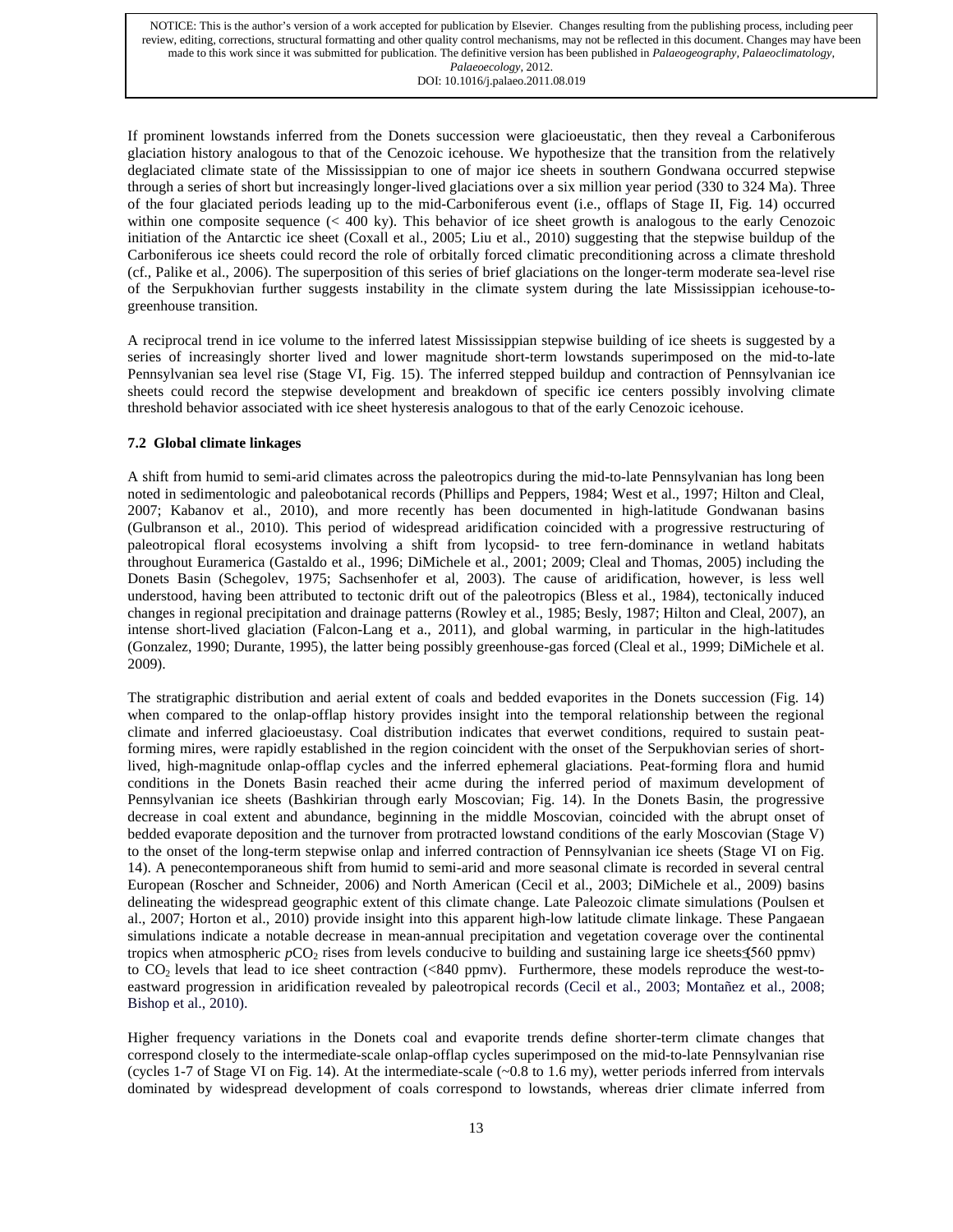If prominent lowstands inferred from the Donets succession were glacioeustatic, then they reveal a Carboniferous glaciation history analogous to that of the Cenozoic icehouse. We hypothesize that the transition from the relatively deglaciated climate state of the Mississippian to one of major ice sheets in southern Gondwana occurred stepwise through a series of short but increasingly longer-lived glaciations over a six million year period (330 to 324 Ma). Three of the four glaciated periods leading up to the mid-Carboniferous event (i.e., offlaps of Stage II, Fig. 14) occurred within one composite sequence (< 400 ky). This behavior of ice sheet growth is analogous to the early Cenozoic initiation of the Antarctic ice sheet (Coxall et al., 2005; Liu et al., 2010) suggesting that the stepwise buildup of the Carboniferous ice sheets could record the role of orbitally forced climatic preconditioning across a climate threshold (cf., Palike et al., 2006). The superposition of this series of brief glaciations on the longer-term moderate sea-level rise of the Serpukhovian further suggests instability in the climate system during the late Mississippian icehouse-to-greenhouse transition.

A reciprocal trend in ice volume to the inferred latest Mississippian stepwise building of ice sheets is suggested by a series of increasingly shorter lived and lower magnitude short-term lowstands superimposed on the mid-to-late Pennsylvanian sea level rise (Stage VI, Fig. 15). The inferred stepped buildup and contraction of Pennsylvanian ice sheets could record the stepwise development and breakdown of specific ice centers possibly involving climate threshold behavior associated with ice sheet hysteresis analogous to that of the early Cenozoic icehouse.

### 7.2 Global climate linkages

A shift from humid to semi-arid climates across the paleotropics during the mid-to-late Pennsylvanian has long been noted in sedimentologic and paleobotanical records (Phillips and Peppers, 1984; West et al., 1997; Hilton and Cleal, 2007; Kabanov et al., 2010), and more recently has been documented in high-latitude Gondwanan basins (Gulbranson et al., 2010). This period of widespread aridification coincided with a progressive restructuring of paleotropical floral ecosystems involving a shift from lycopsid- to tree fern-dominance in wetland habitats throughout Euramerica (Gastaldo et al., 1996; DiMichele et al., 2001; 2009; Cleal and Thomas, 2005) including the Donets Basin (Schegolev, 1975; Sachsenhofer et al, 2003). The cause of aridification, however, is less well understood, having been attributed to tectonic drift out of the paleotropics (Bless et al., 1984), tectonically induced changes in regional precipitation and drainage patterns (Rowley et al., 1985; Besly, 1987; Hilton and Cleal, 2007), an intense short-lived glaciation (Falcon-Lang et a., 2011), and global warming, in particular in the high-latitudes (Gonzalez, 1990; Durante, 1995), the latter being possibly greenhouse-gas forced (Cleal et al., 1999; DiMichele et al. 2009).

The stratigraphic distribution and aerial extent of coals and bedded evaporites in the Donets succession (Fig. 14) when compared to the onlap-offlap history provides insight into the temporal relationship between the regional climate and inferred glacioeustasy. Coal distribution indicates that everwet conditions, required to sustain peat-forming mires, were rapidly established in the region coincident with the onset of the Serpukhovian series of short-lived, high-magnitude onlap-offlap cycles and the inferred ephemeral glaciations. Peat-forming flora and humid conditions in the Donets Basin reached their acme during the inferred period of maximum development of Pennsylvanian ice sheets (Bashkirian through early Moscovian; Fig. 14). In the Donets Basin, the progressive decrease in coal extent and abundance, beginning in the middle Moscovian, coincided with the abrupt onset of bedded evaporate deposition and the turnover from protracted lowstand conditions of the early Moscovian (Stage V) to the onset of the long-term stepwise onlap and inferred contraction of Pennsylvanian ice sheets (Stage VI on Fig. 14). A penecontemporaneous shift from humid to semi-arid and more seasonal climate is recorded in several central European (Roscher and Schneider, 2006) and North American (Cecil et al., 2003; DiMichele et al., 2009) basins delineating the widespread geographic extent of this climate change. Late Paleozoic climate simulations (Poulsen et al., 2007; Horton et al., 2010) provide insight into this apparent high-low latitude climate linkage. These Pangaean simulations indicate a notable decrease in mean-annual precipitation and vegetation coverage over the continental tropics when atmospheric $pCO_2$ rises from levels conducive to building and sustaining large ice sheets (≤560 ppmv) to $CO_2$ levels that lead to ice sheet contraction (<840 ppmv). Furthermore, these models reproduce the west-to-eastward progression in aridification revealed by paleotropical records (Cecil et al., 2003; Montañez et al., 2008; Bishop et al., 2010).

Higher frequency variations in the Donets coal and evaporite trends define shorter-term climate changes that correspond closely to the intermediate-scale onlap-offlap cycles superimposed on the mid-to-late Pennsylvanian rise (cycles 1-7 of Stage VI on Fig. 14). At the intermediate-scale (~0.8 to 1.6 my), wetter periods inferred from intervals dominated by widespread development of coals correspond to lowstands, whereas drier climate inferred from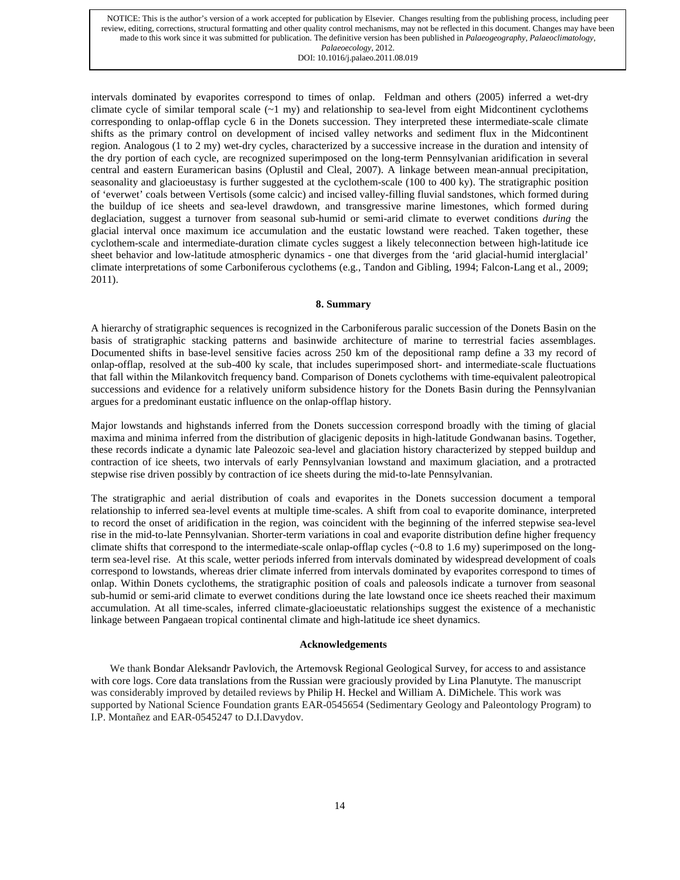intervals dominated by evaporites correspond to times of onlap. Feldman and others (2005) inferred a wet-dry climate cycle of similar temporal scale (~1 my) and relationship to sea-level from eight Midcontinent cyclothems corresponding to onlap-offlap cycle 6 in the Donets succession. They interpreted these intermediate-scale climate shifts as the primary control on development of incised valley networks and sediment flux in the Midcontinent region. Analogous (1 to 2 my) wet-dry cycles, characterized by a successive increase in the duration and intensity of the dry portion of each cycle, are recognized superimposed on the long-term Pennsylvanian aridification in several central and eastern Euramerican basins (Oplustil and Cleal, 2007). A linkage between mean-annual precipitation, seasonality and glacioeustasy is further suggested at the cyclothem-scale (100 to 400 ky). The stratigraphic position of 'everwet' coals between Vertisols (some calcic) and incised valley-filling fluvial sandstones, which formed during the buildup of ice sheets and sea-level drawdown, and transgressive marine limestones, which formed during deglaciation, suggest a turnover from seasonal sub-humid or semi-arid climate to everwet conditions *during* the glacial interval once maximum ice accumulation and the eustatic lowstand were reached. Taken together, these cyclothem-scale and intermediate-duration climate cycles suggest a likely teleconnection between high-latitude ice sheet behavior and low-latitude atmospheric dynamics - one that diverges from the 'arid glacial-humid interglacial' climate interpretations of some Carboniferous cyclothems (e.g., Tandon and Gibling, 1994; Falcon-Lang et al., 2009; 2011).

## 8. Summary

A hierarchy of stratigraphic sequences is recognized in the Carboniferous paralic succession of the Donets Basin on the basis of stratigraphic stacking patterns and basinwide architecture of marine to terrestrial facies assemblages. Documented shifts in base-level sensitive facies across 250 km of the depositional ramp define a 33 my record of onlap-offlap, resolved at the sub-400 ky scale, that includes superimposed short- and intermediate-scale fluctuations that fall within the Milankovitch frequency band. Comparison of Donets cyclothems with time-equivalent paleotropical successions and evidence for a relatively uniform subsidence history for the Donets Basin during the Pennsylvanian argues for a predominant eustatic influence on the onlap-offlap history.

Major lowstands and highstands inferred from the Donets succession correspond broadly with the timing of glacial maxima and minima inferred from the distribution of glacigenic deposits in high-latitude Gondwanan basins. Together, these records indicate a dynamic late Paleozoic sea-level and glaciation history characterized by stepped buildup and contraction of ice sheets, two intervals of early Pennsylvanian lowstand and maximum glaciation, and a protracted stepwise rise driven possibly by contraction of ice sheets during the mid-to-late Pennsylvanian.

The stratigraphic and aerial distribution of coals and evaporites in the Donets succession document a temporal relationship to inferred sea-level events at multiple time-scales. A shift from coal to evaporite dominance, interpreted to record the onset of aridification in the region, was coincident with the beginning of the inferred stepwise sea-level rise in the mid-to-late Pennsylvanian. Shorter-term variations in coal and evaporite distribution define higher frequency climate shifts that correspond to the intermediate-scale onlap-offlap cycles (~0.8 to 1.6 my) superimposed on the long-term sea-level rise. At this scale, wetter periods inferred from intervals dominated by widespread development of coals correspond to lowstands, whereas drier climate inferred from intervals dominated by evaporites correspond to times of onlap. Within Donets cyclothems, the stratigraphic position of coals and paleosols indicate a turnover from seasonal sub-humid or semi-arid climate to everwet conditions during the late lowstand once ice sheets reached their maximum accumulation. At all time-scales, inferred climate-glacioeustatic relationships suggest the existence of a mechanistic linkage between Pangaean tropical continental climate and high-latitude ice sheet dynamics.

## Acknowledgements

We thank Bondar Aleksandr Pavlovich, the Artemovsk Regional Geological Survey, for access to and assistance with core logs. Core data translations from the Russian were graciously provided by Lina Planutyte. The manuscript was considerably improved by detailed reviews by Philip H. Heckel and William A. DiMichele. This work was supported by National Science Foundation grants EAR-0545654 (Sedimentary Geology and Paleontology Program) to I.P. Montañez and EAR-0545247 to D.I.Davydov.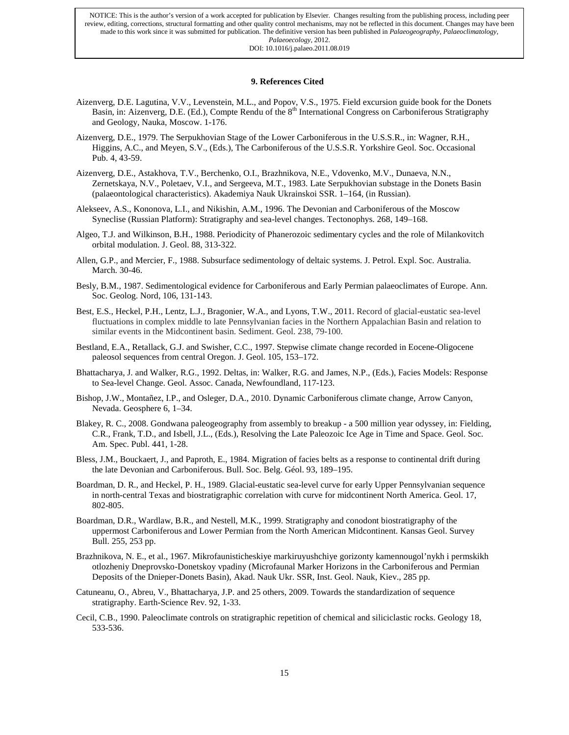NOTICE: This is the author's version of a work accepted for publication by Elsevier. Changes resulting from the publishing process, including peer review, editing, corrections, structural formatting and other quality control mechanisms, may not be reflected in this document. Changes may have been made to this work since it was submitted for publication. The definitive version has been published in *Palaeogeography, Palaeoclimatology, Palaeoecology*, 2012.
DOI: 10.1016/j.palaeo.2011.08.019

## 9. References Cited

Aizenverg, D.E. Lagutina, V.V., Levenstein, M.L., and Popov, V.S., 1975. Field excursion guide book for the Donets Basin, in: Aizenverg, D.E. (Ed.), Compte Rendu of the 8th International Congress on Carboniferous Stratigraphy and Geology, Nauka, Moscow. 1-176.

Aizenverg, D.E., 1979. The Serpukhovian Stage of the Lower Carboniferous in the U.S.S.R., in: Wagner, R.H., Higgins, A.C., and Meyen, S.V., (Eds.), The Carboniferous of the U.S.S.R. Yorkshire Geol. Soc. Occasional Pub. 4, 43-59.

Aizenverg, D.E., Astakhova, T.V., Berchenko, O.I., Brazhnikova, N.E., Vdovenko, M.V., Dunaeva, N.N., Zernetskaya, N.V., Poletaev, V.I., and Sergeeva, M.T., 1983. Late Serpukhovian substage in the Donets Basin (palaeontological characteristics). Akademiya Nauk Ukrainskoi SSR. 1–164, (in Russian).

Alekseev, A.S., Kononova, L.I., and Nikishin, A.M., 1996. The Devonian and Carboniferous of the Moscow Syneclise (Russian Platform): Stratigraphy and sea-level changes. Tectonophys. 268, 149–168.

Algeo, T.J. and Wilkinson, B.H., 1988. Periodicity of Phanerozoic sedimentary cycles and the role of Milankovitch orbital modulation. J. Geol. 88, 313-322.

Allen, G.P., and Mercier, F., 1988. Subsurface sedimentology of deltaic systems. J. Petrol. Expl. Soc. Australia. March. 30-46.

Besly, B.M., 1987. Sedimentological evidence for Carboniferous and Early Permian palaeoclimates of Europe. Ann. Soc. Geolog. Nord, 106, 131-143.

Best, E.S., Heckel, P.H., Lentz, L.J., Bragonier, W.A., and Lyons, T.W., 2011. Record of glacial-eustatic sea-level fluctuations in complex middle to late Pennsylvanian facies in the Northern Appalachian Basin and relation to similar events in the Midcontinent basin. Sediment. Geol. 238, 79-100.

Bestland, E.A., Retallack, G.J. and Swisher, C.C., 1997. Stepwise climate change recorded in Eocene-Oligocene paleosol sequences from central Oregon. J. Geol. 105, 153–172.

Bhattacharya, J. and Walker, R.G., 1992. Deltas, in: Walker, R.G. and James, N.P., (Eds.), Facies Models: Response to Sea-level Change. Geol. Assoc. Canada, Newfoundland, 117-123.

Bishop, J.W., Montañez, I.P., and Osleger, D.A., 2010. Dynamic Carboniferous climate change, Arrow Canyon, Nevada. Geosphere 6, 1–34.

Blakey, R. C., 2008. Gondwana paleogeography from assembly to breakup - a 500 million year odyssey, in: Fielding, C.R., Frank, T.D., and Isbell, J.L., (Eds.), Resolving the Late Paleozoic Ice Age in Time and Space. Geol. Soc. Am. Spec. Publ. 441, 1-28.

Bless, J.M., Bouckaert, J., and Paproth, E., 1984. Migration of facies belts as a response to continental drift during the late Devonian and Carboniferous. Bull. Soc. Belg. Géol. 93, 189–195.

Boardman, D. R., and Heckel, P. H., 1989. Glacial-eustatic sea-level curve for early Upper Pennsylvanian sequence in north-central Texas and biostratigraphic correlation with curve for midcontinent North America. Geol. 17, 802-805.

Boardman, D.R., Wardlaw, B.R., and Nestell, M.K., 1999. Stratigraphy and conodont biostratigraphy of the uppermost Carboniferous and Lower Permian from the North American Midcontinent. Kansas Geol. Survey Bull. 255, 253 pp.

Brazhnikova, N. E., et al., 1967. Mikrofaunisticheskiye markiruyushchiye gorizonty kamennougol'nykh i permskikh otlozheniy Dneprovsko-Donetskoy vpadiny (Microfaunal Marker Horizons in the Carboniferous and Permian Deposits of the Dnieper-Donets Basin), Akad. Nauk Ukr. SSR, Inst. Geol. Nauk, Kiev., 285 pp.

Catuneanu, O., Abreu, V., Bhattacharya, J.P. and 25 others, 2009. Towards the standardization of sequence stratigraphy. Earth-Science Rev. 92, 1-33.

Cecil, C.B., 1990. Paleoclimate controls on stratigraphic repetition of chemical and siliciclastic rocks. Geology 18, 533-536.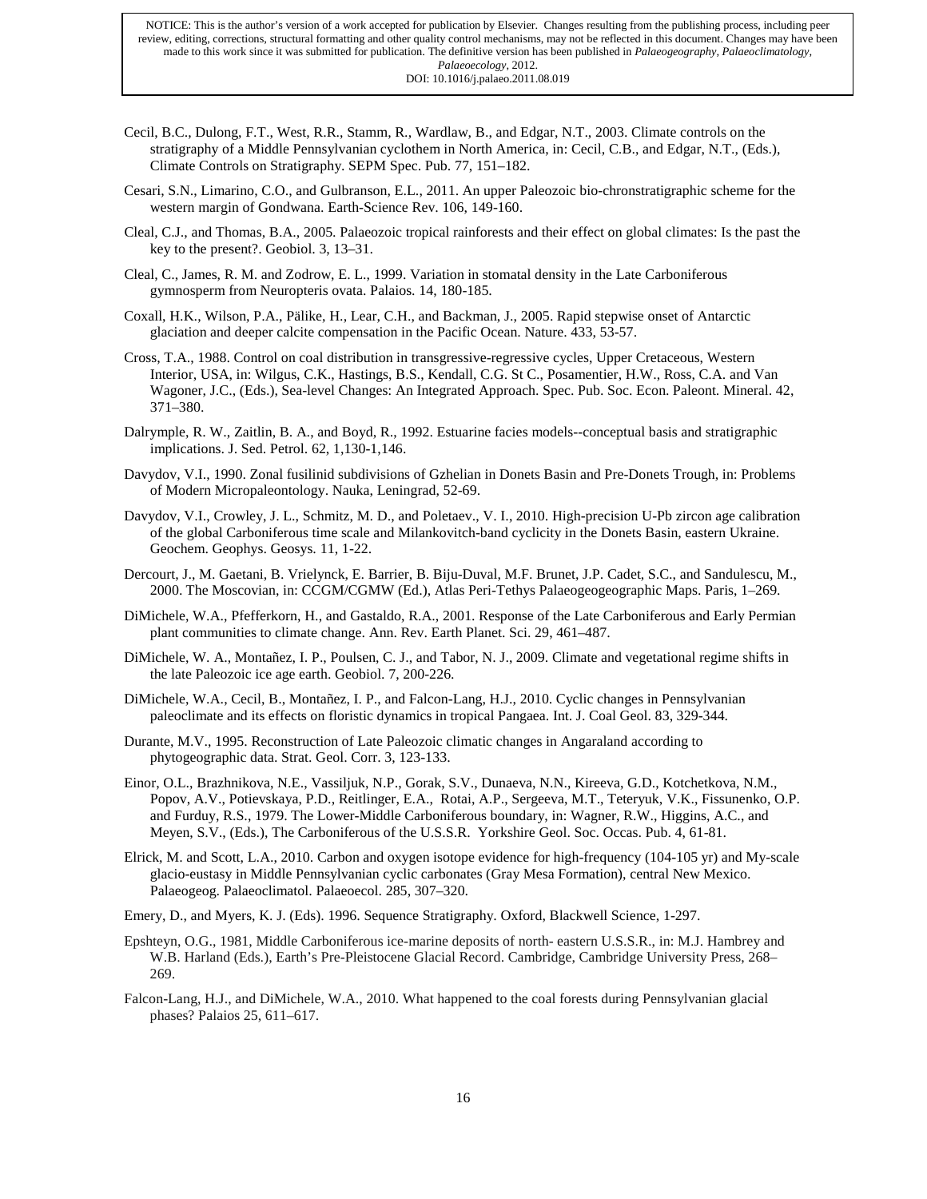NOTICE: This is the author's version of a work accepted for publication by Elsevier. Changes resulting from the publishing process, including peer review, editing, corrections, structural formatting and other quality control mechanisms, may not be reflected in this document. Changes may have been made to this work since it was submitted for publication. The definitive version has been published in *Palaeogeography, Palaeoclimatology, Palaeoecology*, 2012. DOI: 10.1016/j.palaeo.2011.08.019

Cecil, B.C., Dulong, F.T., West, R.R., Stamm, R., Wardlaw, B., and Edgar, N.T., 2003. Climate controls on the stratigraphy of a Middle Pennsylvanian cyclothem in North America, in: Cecil, C.B., and Edgar, N.T., (Eds.), Climate Controls on Stratigraphy. SEPM Spec. Pub. 77, 151–182.

Cesari, S.N., Limarino, C.O., and Gulbranson, E.L., 2011. An upper Paleozoic bio-chronstratigraphic scheme for the western margin of Gondwana. Earth-Science Rev. 106, 149-160.

Cleal, C.J., and Thomas, B.A., 2005. Palaeozoic tropical rainforests and their effect on global climates: Is the past the key to the present?. Geobiol. 3, 13–31.

Cleal, C., James, R. M. and Zodrow, E. L., 1999. Variation in stomatal density in the Late Carboniferous gymnosperm from Neuropteris ovata. Palaios. 14, 180-185.

Coxall, H.K., Wilson, P.A., Pälike, H., Lear, C.H., and Backman, J., 2005. Rapid stepwise onset of Antarctic glaciation and deeper calcite compensation in the Pacific Ocean. Nature. 433, 53-57.

Cross, T.A., 1988. Control on coal distribution in transgressive-regressive cycles, Upper Cretaceous, Western Interior, USA, in: Wilgus, C.K., Hastings, B.S., Kendall, C.G. St C., Posamentier, H.W., Ross, C.A. and Van Wagoner, J.C., (Eds.), Sea-level Changes: An Integrated Approach. Spec. Pub. Soc. Econ. Paleont. Mineral. 42, 371–380.

Dalrymple, R. W., Zaitlin, B. A., and Boyd, R., 1992. Estuarine facies models--conceptual basis and stratigraphic implications. J. Sed. Petrol. 62, 1,130-1,146.

Davydov, V.I., 1990. Zonal fusilinid subdivisions of Gzhelian in Donets Basin and Pre-Donets Trough, in: Problems of Modern Micropaleontology. Nauka, Leningrad, 52-69.

Davydov, V.I., Crowley, J. L., Schmitz, M. D., and Poletaev., V. I., 2010. High-precision U-Pb zircon age calibration of the global Carboniferous time scale and Milankovitch-band cyclicity in the Donets Basin, eastern Ukraine. Geochem. Geophys. Geosys. 11, 1-22.

Dercourt, J., M. Gaetani, B. Vrielynck, E. Barrier, B. Biju-Duval, M.F. Brunet, J.P. Cadet, S.C., and Sandulescu, M., 2000. The Moscovian, in: CCGM/CGMW (Ed.), Atlas Peri-Tethys Palaeogeogeographic Maps. Paris, 1–269.

DiMichele, W.A., Pfefferkorn, H., and Gastaldo, R.A., 2001. Response of the Late Carboniferous and Early Permian plant communities to climate change. Ann. Rev. Earth Planet. Sci. 29, 461–487.

DiMichele, W. A., Montañez, I. P., Poulsen, C. J., and Tabor, N. J., 2009. Climate and vegetational regime shifts in the late Paleozoic ice age earth. Geobiol. 7, 200-226.

DiMichele, W.A., Cecil, B., Montañez, I. P., and Falcon-Lang, H.J., 2010. Cyclic changes in Pennsylvanian paleoclimate and its effects on floristic dynamics in tropical Pangaea. Int. J. Coal Geol. 83, 329-344.

Durante, M.V., 1995. Reconstruction of Late Paleozoic climatic changes in Angaraland according to phytogeographic data. Strat. Geol. Corr. 3, 123-133.

Einor, O.L., Brazhnikova, N.E., Vassiljuk, N.P., Gorak, S.V., Dunaeva, N.N., Kireeva, G.D., Kotchetkova, N.M., Popov, A.V., Potievskaya, P.D., Reitlinger, E.A., Rotai, A.P., Sergeeva, M.T., Teteryuk, V.K., Fissunenko, O.P. and Furduy, R.S., 1979. The Lower-Middle Carboniferous boundary, in: Wagner, R.W., Higgins, A.C., and Meyen, S.V., (Eds.), The Carboniferous of the U.S.S.R. Yorkshire Geol. Soc. Occas. Pub. 4, 61-81.

Elrick, M. and Scott, L.A., 2010. Carbon and oxygen isotope evidence for high-frequency (104-105 yr) and My-scale glacio-eustasy in Middle Pennsylvanian cyclic carbonates (Gray Mesa Formation), central New Mexico. Palaeogeog. Palaeoclimatol. Palaeoecol. 285, 307–320.

Emery, D., and Myers, K. J. (Eds). 1996. Sequence Stratigraphy. Oxford, Blackwell Science, 1-297.

Epshteyn, O.G., 1981, Middle Carboniferous ice-marine deposits of north- eastern U.S.S.R., in: M.J. Hambrey and W.B. Harland (Eds.), Earth's Pre-Pleistocene Glacial Record. Cambridge, Cambridge University Press, 268–269.

Falcon-Lang, H.J., and DiMichele, W.A., 2010. What happened to the coal forests during Pennsylvanian glacial phases? Palaios 25, 611–617.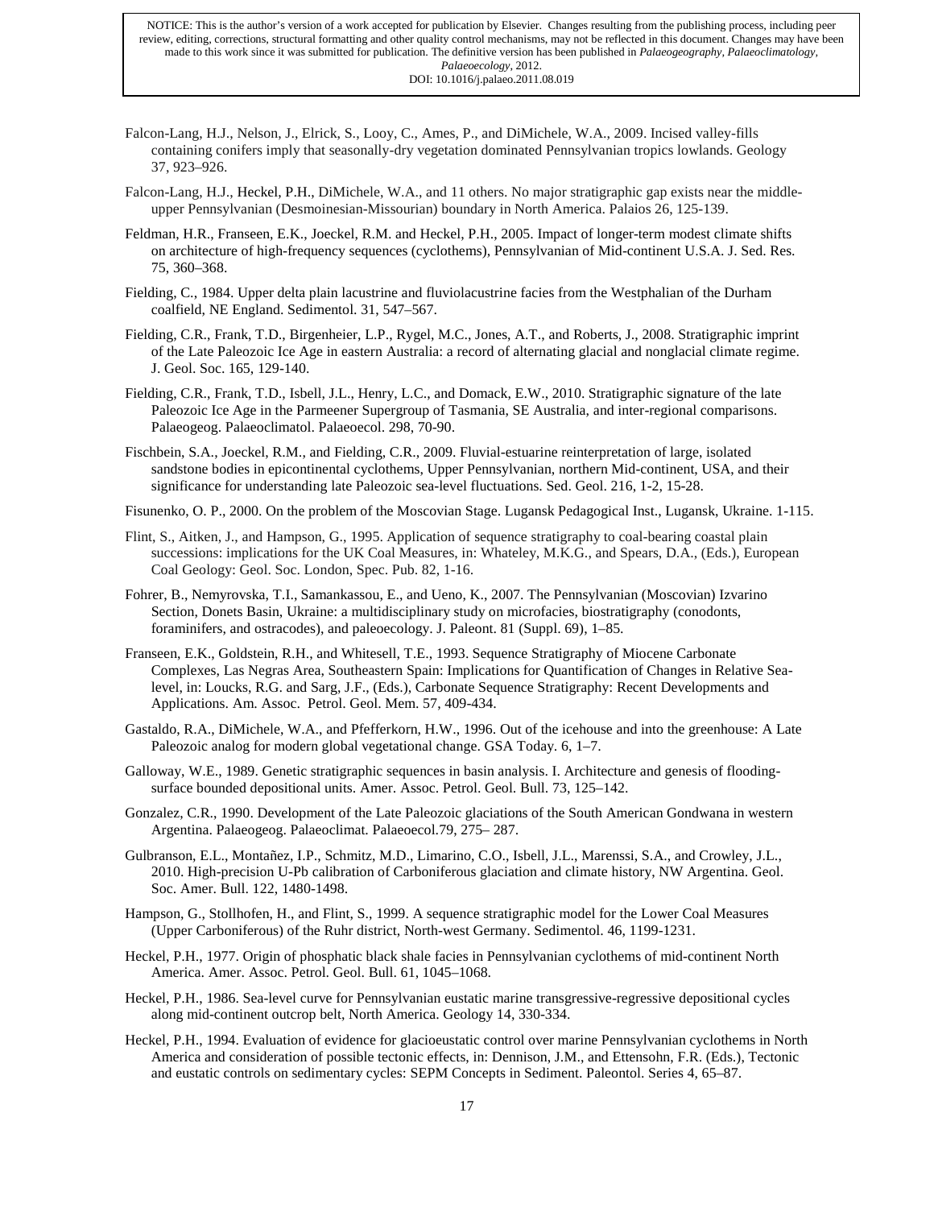NOTICE: This is the author's version of a work accepted for publication by Elsevier. Changes resulting from the publishing process, including peer review, editing, corrections, structural formatting and other quality control mechanisms, may not be reflected in this document. Changes may have been made to this work since it was submitted for publication. The definitive version has been published in *Palaeogeography, Palaeoclimatology, Palaeoecology*, 2012.
DOI: 10.1016/j.palaeo.2011.08.019

Falcon-Lang, H.J., Nelson, J., Elrick, S., Looy, C., Ames, P., and DiMichele, W.A., 2009. Incised valley-fills containing conifers imply that seasonally-dry vegetation dominated Pennsylvanian tropics lowlands. Geology 37, 923–926.

Falcon-Lang, H.J., Heckel, P.H., DiMichele, W.A., and 11 others. No major stratigraphic gap exists near the middle-upper Pennsylvanian (Desmoinesian-Missourian) boundary in North America. Palaios 26, 125-139.

Feldman, H.R., Franseen, E.K., Joeckel, R.M. and Heckel, P.H., 2005. Impact of longer-term modest climate shifts on architecture of high-frequency sequences (cyclothems), Pennsylvanian of Mid-continent U.S.A. J. Sed. Res. 75, 360–368.

Fielding, C., 1984. Upper delta plain lacustrine and fluviolacustrine facies from the Westphalian of the Durham coalfield, NE England. Sedimentol. 31, 547–567.

Fielding, C.R., Frank, T.D., Birgenheier, L.P., Rygel, M.C., Jones, A.T., and Roberts, J., 2008. Stratigraphic imprint of the Late Paleozoic Ice Age in eastern Australia: a record of alternating glacial and nonglacial climate regime. J. Geol. Soc. 165, 129-140.

Fielding, C.R., Frank, T.D., Isbell, J.L., Henry, L.C., and Domack, E.W., 2010. Stratigraphic signature of the late Paleozoic Ice Age in the Parmeener Supergroup of Tasmania, SE Australia, and inter-regional comparisons. Palaeogeog. Palaeoclimatol. Palaeoecol. 298, 70-90.

Fischbein, S.A., Joeckel, R.M., and Fielding, C.R., 2009. Fluvial-estuarine reinterpretation of large, isolated sandstone bodies in epicontinental cyclothems, Upper Pennsylvanian, northern Mid-continent, USA, and their significance for understanding late Paleozoic sea-level fluctuations. Sed. Geol. 216, 1-2, 15-28.

Fisunenko, O. P., 2000. On the problem of the Moscovian Stage. Lugansk Pedagogical Inst., Lugansk, Ukraine. 1-115.

Flint, S., Aitken, J., and Hampson, G., 1995. Application of sequence stratigraphy to coal-bearing coastal plain successions: implications for the UK Coal Measures, in: Whateley, M.K.G., and Spears, D.A., (Eds.), European Coal Geology: Geol. Soc. London, Spec. Pub. 82, 1-16.

Fohrer, B., Nemyrovska, T.I., Samankassou, E., and Ueno, K., 2007. The Pennsylvanian (Moscovian) Izvarino Section, Donets Basin, Ukraine: a multidisciplinary study on microfacies, biostratigraphy (conodonts, foraminifers, and ostracodes), and paleoecology. J. Paleont. 81 (Suppl. 69), 1–85.

Franseen, E.K., Goldstein, R.H., and Whitesell, T.E., 1993. Sequence Stratigraphy of Miocene Carbonate Complexes, Las Negras Area, Southeastern Spain: Implications for Quantification of Changes in Relative Sea-level, in: Loucks, R.G. and Sarg, J.F., (Eds.), Carbonate Sequence Stratigraphy: Recent Developments and Applications. Am. Assoc. Petrol. Geol. Mem. 57, 409-434.

Gastaldo, R.A., DiMichele, W.A., and Pfefferkorn, H.W., 1996. Out of the icehouse and into the greenhouse: A Late Paleozoic analog for modern global vegetational change. GSA Today. 6, 1–7.

Galloway, W.E., 1989. Genetic stratigraphic sequences in basin analysis. I. Architecture and genesis of flooding-surface bounded depositional units. Amer. Assoc. Petrol. Geol. Bull. 73, 125–142.

Gonzalez, C.R., 1990. Development of the Late Paleozoic glaciations of the South American Gondwana in western Argentina. Palaeogeog. Palaeoclimat. Palaeoecol.79, 275– 287.

Gulbranson, E.L., Montañez, I.P., Schmitz, M.D., Limarino, C.O., Isbell, J.L., Marenssi, S.A., and Crowley, J.L., 2010. High-precision U-Pb calibration of Carboniferous glaciation and climate history, NW Argentina. Geol. Soc. Amer. Bull. 122, 1480-1498.

Hampson, G., Stollhofen, H., and Flint, S., 1999. A sequence stratigraphic model for the Lower Coal Measures (Upper Carboniferous) of the Ruhr district, North-west Germany. Sedimentol. 46, 1199-1231.

Heckel, P.H., 1977. Origin of phosphatic black shale facies in Pennsylvanian cyclothems of mid-continent North America. Amer. Assoc. Petrol. Geol. Bull. 61, 1045–1068.

Heckel, P.H., 1986. Sea-level curve for Pennsylvanian eustatic marine transgressive-regressive depositional cycles along mid-continent outcrop belt, North America. Geology 14, 330-334.

Heckel, P.H., 1994. Evaluation of evidence for glacioeustatic control over marine Pennsylvanian cyclothems in North America and consideration of possible tectonic effects, in: Dennison, J.M., and Ettensohn, F.R. (Eds.), Tectonic and eustatic controls on sedimentary cycles: SEPM Concepts in Sediment. Paleontol. Series 4, 65–87.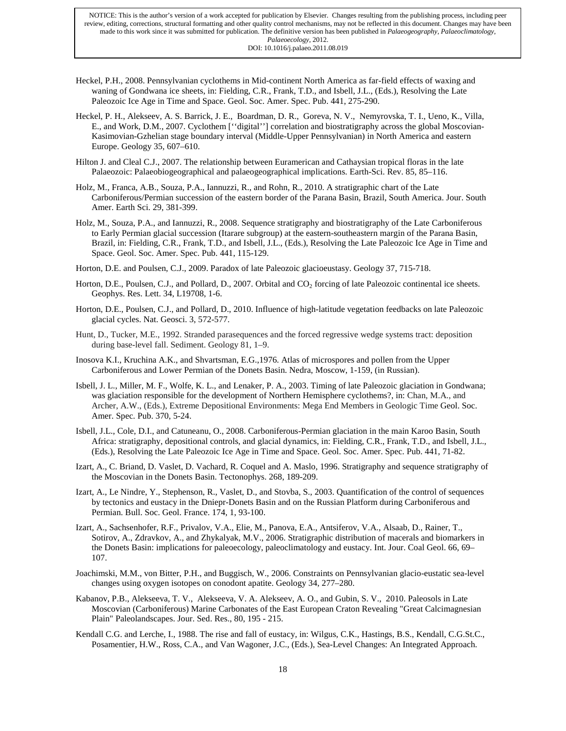NOTICE: This is the author's version of a work accepted for publication by Elsevier. Changes resulting from the publishing process, including peer review, editing, corrections, structural formatting and other quality control mechanisms, may not be reflected in this document. Changes may have been made to this work since it was submitted for publication. The definitive version has been published in *Palaeogeography, Palaeoclimatology, Palaeoecology*, 2012. DOI: 10.1016/j.palaeo.2011.08.019

Heckel, P.H., 2008. Pennsylvanian cyclothems in Mid-continent North America as far-field effects of waxing and waning of Gondwana ice sheets, in: Fielding, C.R., Frank, T.D., and Isbell, J.L., (Eds.), Resolving the Late Paleozoic Ice Age in Time and Space. Geol. Soc. Amer. Spec. Pub. 441, 275-290.

Heckel, P. H., Alekseev, A. S. Barrick, J. E., Boardman, D. R., Goreva, N. V., Nemyrovska, T. I., Ueno, K., Villa, E., and Work, D.M., 2007. Cyclothem [''digital''] correlation and biostratigraphy across the global Moscovian-Kasimovian-Gzhelian stage boundary interval (Middle-Upper Pennsylvanian) in North America and eastern Europe. Geology 35, 607–610.

Hilton J. and Cleal C.J., 2007. The relationship between Euramerican and Cathaysian tropical floras in the late Palaeozoic: Palaeobiogeographical and palaeogeographical implications. Earth-Sci. Rev. 85, 85–116.

Holz, M., Franca, A.B., Souza, P.A., Iannuzzi, R., and Rohn, R., 2010. A stratigraphic chart of the Late Carboniferous/Permian succession of the eastern border of the Parana Basin, Brazil, South America. Jour. South Amer. Earth Sci. 29, 381-399.

Holz, M., Souza, P.A., and Iannuzzi, R., 2008. Sequence stratigraphy and biostratigraphy of the Late Carboniferous to Early Permian glacial succession (Itarare subgroup) at the eastern-southeastern margin of the Parana Basin, Brazil, in: Fielding, C.R., Frank, T.D., and Isbell, J.L., (Eds.), Resolving the Late Paleozoic Ice Age in Time and Space. Geol. Soc. Amer. Spec. Pub. 441, 115-129.

Horton, D.E. and Poulsen, C.J., 2009. Paradox of late Paleozoic glacioeustasy. Geology 37, 715-718.

Horton, D.E., Poulsen, C.J., and Pollard, D., 2007. Orbital and $CO_2$ forcing of late Paleozoic continental ice sheets. Geophys. Res. Lett. 34, L19708, 1-6.

Horton, D.E., Poulsen, C.J., and Pollard, D., 2010. Influence of high-latitude vegetation feedbacks on late Paleozoic glacial cycles. Nat. Geosci. 3, 572-577.

Hunt, D., Tucker, M.E., 1992. Stranded parasequences and the forced regressive wedge systems tract: deposition during base-level fall. Sediment. Geology 81, 1–9.

Inosova K.I., Kruchina A.K., and Shvartsman, E.G.,1976. Atlas of microspores and pollen from the Upper Carboniferous and Lower Permian of the Donets Basin. Nedra, Moscow, 1-159, (in Russian).

Isbell, J. L., Miller, M. F., Wolfe, K. L., and Lenaker, P. A., 2003. Timing of late Paleozoic glaciation in Gondwana; was glaciation responsible for the development of Northern Hemisphere cyclothems?, in: Chan, M.A., and Archer, A.W., (Eds.), Extreme Depositional Environments: Mega End Members in Geologic Time Geol. Soc. Amer. Spec. Pub. 370, 5-24.

Isbell, J.L., Cole, D.I., and Catuneanu, O., 2008. Carboniferous-Permian glaciation in the main Karoo Basin, South Africa: stratigraphy, depositional controls, and glacial dynamics, in: Fielding, C.R., Frank, T.D., and Isbell, J.L., (Eds.), Resolving the Late Paleozoic Ice Age in Time and Space. Geol. Soc. Amer. Spec. Pub. 441, 71-82.

Izart, A., C. Briand, D. Vaslet, D. Vachard, R. Coquel and A. Maslo, 1996. Stratigraphy and sequence stratigraphy of the Moscovian in the Donets Basin. Tectonophys. 268, 189-209.

Izart, A., Le Nindre, Y., Stephenson, R., Vaslet, D., and Stovba, S., 2003. Quantification of the control of sequences by tectonics and eustacy in the Dniepr-Donets Basin and on the Russian Platform during Carboniferous and Permian. Bull. Soc. Geol. France. 174, 1, 93-100.

Izart, A., Sachsenhofer, R.F., Privalov, V.A., Elie, M., Panova, E.A., Antsiferov, V.A., Alsaab, D., Rainer, T., Sotirov, A., Zdravkov, A., and Zhykalyak, M.V., 2006. Stratigraphic distribution of macerals and biomarkers in the Donets Basin: implications for paleoecology, paleoclimatology and eustacy. Int. Jour. Coal Geol. 66, 69–107.

Joachimski, M.M., von Bitter, P.H., and Buggisch, W., 2006. Constraints on Pennsylvanian glacio-eustatic sea-level changes using oxygen isotopes on conodont apatite. Geology 34, 277–280.

Kabanov, P.B., Alekseeva, T. V., Alekseeva, V. A. Alekseev, A. O., and Gubin, S. V., 2010. Paleosols in Late Moscovian (Carboniferous) Marine Carbonates of the East European Craton Revealing "Great Calcimagnesian Plain" Paleolandscapes. Jour. Sed. Res., 80, 195 - 215.

Kendall C.G. and Lerche, I., 1988. The rise and fall of eustacy, in: Wilgus, C.K., Hastings, B.S., Kendall, C.G.St.C., Posamentier, H.W., Ross, C.A., and Van Wagoner, J.C., (Eds.), Sea-Level Changes: An Integrated Approach.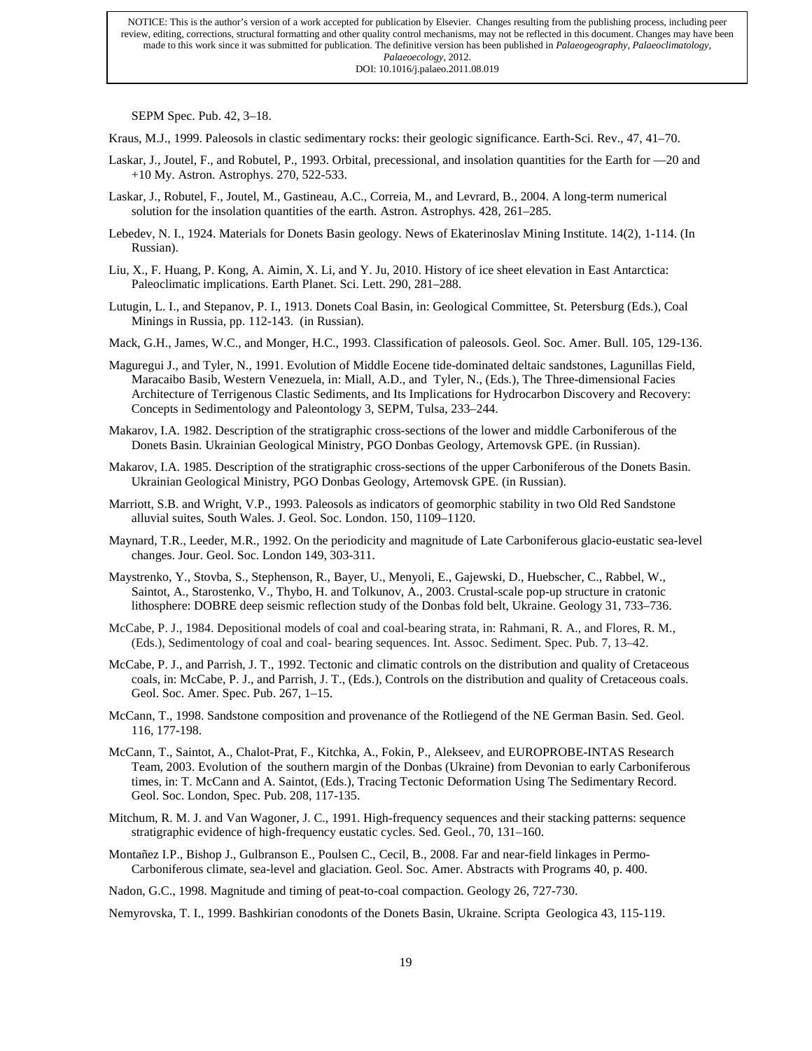SEPM Spec. Pub. 42, 3–18.

Kraus, M.J., 1999. Paleosols in clastic sedimentary rocks: their geologic significance. Earth-Sci. Rev., 47, 41–70.

Laskar, J., Joutel, F., and Robutel, P., 1993. Orbital, precessional, and insolation quantities for the Earth for —20 and +10 My. Astron. Astrophys. 270, 522-533.

Laskar, J., Robutel, F., Joutel, M., Gastineau, A.C., Correia, M., and Levrard, B., 2004. A long-term numerical solution for the insolation quantities of the earth. Astron. Astrophys. 428, 261–285.

Lebedev, N. I., 1924. Materials for Donets Basin geology. News of Ekaterinoslav Mining Institute. 14(2), 1-114. (In Russian).

Liu, X., F. Huang, P. Kong, A. Aimin, X. Li, and Y. Ju, 2010. History of ice sheet elevation in East Antarctica: Paleoclimatic implications. Earth Planet. Sci. Lett. 290, 281–288.

Lutugin, L. I., and Stepanov, P. I., 1913. Donets Coal Basin, in: Geological Committee, St. Petersburg (Eds.), Coal Minings in Russia, pp. 112-143. (in Russian).

Mack, G.H., James, W.C., and Monger, H.C., 1993. Classification of paleosols. Geol. Soc. Amer. Bull. 105, 129-136.

Maguregui J., and Tyler, N., 1991. Evolution of Middle Eocene tide-dominated deltaic sandstones, Lagunillas Field, Maracaibo Basib, Western Venezuela, in: Miall, A.D., and Tyler, N., (Eds.), The Three-dimensional Facies Architecture of Terrigenous Clastic Sediments, and Its Implications for Hydrocarbon Discovery and Recovery: Concepts in Sedimentology and Paleontology 3, SEPM, Tulsa, 233–244.

Makarov, I.A. 1982. Description of the stratigraphic cross-sections of the lower and middle Carboniferous of the Donets Basin. Ukrainian Geological Ministry, PGO Donbas Geology, Artemovsk GPE. (in Russian).

Makarov, I.A. 1985. Description of the stratigraphic cross-sections of the upper Carboniferous of the Donets Basin. Ukrainian Geological Ministry, PGO Donbas Geology, Artemovsk GPE. (in Russian).

Marriott, S.B. and Wright, V.P., 1993. Paleosols as indicators of geomorphic stability in two Old Red Sandstone alluvial suites, South Wales. J. Geol. Soc. London. 150, 1109–1120.

Maynard, T.R., Leeder, M.R., 1992. On the periodicity and magnitude of Late Carboniferous glacio-eustatic sea-level changes. Jour. Geol. Soc. London 149, 303-311.

Maystrenko, Y., Stovba, S., Stephenson, R., Bayer, U., Menyoli, E., Gajewski, D., Huebscher, C., Rabbel, W., Saintot, A., Starostenko, V., Thybo, H. and Tolkunov, A., 2003. Crustal-scale pop-up structure in cratonic lithosphere: DOBRE deep seismic reflection study of the Donbas fold belt, Ukraine. Geology 31, 733–736.

McCabe, P. J., 1984. Depositional models of coal and coal-bearing strata, in: Rahmani, R. A., and Flores, R. M., (Eds.), Sedimentology of coal and coal- bearing sequences. Int. Assoc. Sediment. Spec. Pub. 7, 13–42.

McCabe, P. J., and Parrish, J. T., 1992. Tectonic and climatic controls on the distribution and quality of Cretaceous coals, in: McCabe, P. J., and Parrish, J. T., (Eds.), Controls on the distribution and quality of Cretaceous coals. Geol. Soc. Amer. Spec. Pub. 267, 1–15.

McCann, T., 1998. Sandstone composition and provenance of the Rotliegend of the NE German Basin. Sed. Geol. 116, 177-198.

McCann, T., Saintot, A., Chalot-Prat, F., Kitchka, A., Fokin, P., Alekseev, and EUROPROBE-INTAS Research Team, 2003. Evolution of the southern margin of the Donbas (Ukraine) from Devonian to early Carboniferous times, in: T. McCann and A. Saintot, (Eds.), Tracing Tectonic Deformation Using The Sedimentary Record. Geol. Soc. London, Spec. Pub. 208, 117-135.

Mitchum, R. M. J. and Van Wagoner, J. C., 1991. High-frequency sequences and their stacking patterns: sequence stratigraphic evidence of high-frequency eustatic cycles. Sed. Geol., 70, 131–160.

Montañez I.P., Bishop J., Gulbranson E., Poulsen C., Cecil, B., 2008. Far and near-field linkages in Permo-Carboniferous climate, sea-level and glaciation. Geol. Soc. Amer. Abstracts with Programs 40, p. 400.

Nadon, G.C., 1998. Magnitude and timing of peat-to-coal compaction. Geology 26, 727-730.

Nemyrovska, T. I., 1999. Bashkirian conodonts of the Donets Basin, Ukraine. Scripta Geologica 43, 115-119.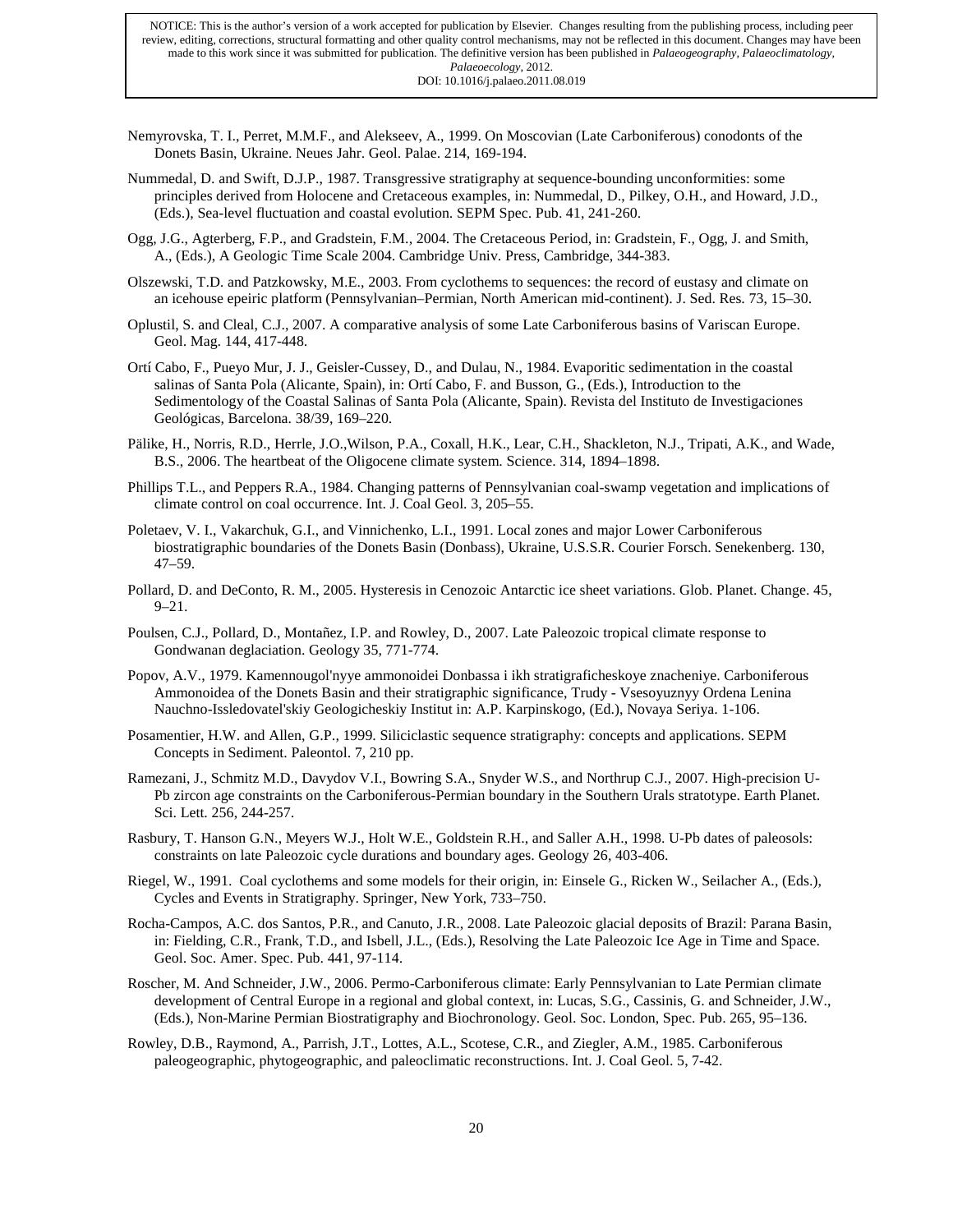NOTICE: This is the author's version of a work accepted for publication by Elsevier. Changes resulting from the publishing process, including peer review, editing, corrections, structural formatting and other quality control mechanisms, may not be reflected in this document. Changes may have been made to this work since it was submitted for publication. The definitive version has been published in *Palaeogeography, Palaeoclimatology, Palaeoecology*, 2012.
DOI: 10.1016/j.palaeo.2011.08.019

Nemyrovska, T. I., Perret, M.M.F., and Alekseev, A., 1999. On Moscovian (Late Carboniferous) conodonts of the Donets Basin, Ukraine. Neues Jahr. Geol. Palae. 214, 169-194.

Nummedal, D. and Swift, D.J.P., 1987. Transgressive stratigraphy at sequence-bounding unconformities: some principles derived from Holocene and Cretaceous examples, in: Nummedal, D., Pilkey, O.H., and Howard, J.D., (Eds.), Sea-level fluctuation and coastal evolution. SEPM Spec. Pub. 41, 241-260.

Ogg, J.G., Agterberg, F.P., and Gradstein, F.M., 2004. The Cretaceous Period, in: Gradstein, F., Ogg, J. and Smith, A., (Eds.), A Geologic Time Scale 2004. Cambridge Univ. Press, Cambridge, 344-383.

Olszewski, T.D. and Patzkowsky, M.E., 2003. From cyclothems to sequences: the record of eustasy and climate on an icehouse epeiric platform (Pennsylvanian–Permian, North American mid-continent). J. Sed. Res. 73, 15–30.

Oplustil, S. and Cleal, C.J., 2007. A comparative analysis of some Late Carboniferous basins of Variscan Europe. Geol. Mag. 144, 417-448.

Ortí Cabo, F., Pueyo Mur, J. J., Geisler-Cussey, D., and Dulau, N., 1984. Evaporitic sedimentation in the coastal salinas of Santa Pola (Alicante, Spain), in: Ortí Cabo, F. and Busson, G., (Eds.), Introduction to the Sedimentology of the Coastal Salinas of Santa Pola (Alicante, Spain). Revista del Instituto de Investigaciones Geológicas, Barcelona. 38/39, 169–220.

Pälike, H., Norris, R.D., Herrle, J.O.,Wilson, P.A., Coxall, H.K., Lear, C.H., Shackleton, N.J., Tripati, A.K., and Wade, B.S., 2006. The heartbeat of the Oligocene climate system. Science. 314, 1894–1898.

Phillips T.L., and Peppers R.A., 1984. Changing patterns of Pennsylvanian coal-swamp vegetation and implications of climate control on coal occurrence. Int. J. Coal Geol. 3, 205–55.

Poletaev, V. I., Vakarchuk, G.I., and Vinnichenko, L.I., 1991. Local zones and major Lower Carboniferous biostratigraphic boundaries of the Donets Basin (Donbass), Ukraine, U.S.S.R. Courier Forsch. Senekenberg. 130, 47–59.

Pollard, D. and DeConto, R. M., 2005. Hysteresis in Cenozoic Antarctic ice sheet variations. Glob. Planet. Change. 45, 9–21.

Poulsen, C.J., Pollard, D., Montañez, I.P. and Rowley, D., 2007. Late Paleozoic tropical climate response to Gondwanan deglaciation. Geology 35, 771-774.

Popov, A.V., 1979. Kamennougol'nyye ammonoidei Donbassa i ikh stratigraficheskoye znacheniye. Carboniferous Ammonoidea of the Donets Basin and their stratigraphic significance, Trudy - Vsesoyuznyy Ordena Lenina Nauchno-Issledovatel'skiy Geologicheskiy Institut in: A.P. Karpinskogo, (Ed.), Novaya Seriya. 1-106.

Posamentier, H.W. and Allen, G.P., 1999. Siliciclastic sequence stratigraphy: concepts and applications. SEPM Concepts in Sediment. Paleontol. 7, 210 pp.

Ramezani, J., Schmitz M.D., Davydov V.I., Bowring S.A., Snyder W.S., and Northrup C.J., 2007. High-precision U-Pb zircon age constraints on the Carboniferous-Permian boundary in the Southern Urals stratotype. Earth Planet. Sci. Lett. 256, 244-257.

Rasbury, T. Hanson G.N., Meyers W.J., Holt W.E., Goldstein R.H., and Saller A.H., 1998. U-Pb dates of paleosols: constraints on late Paleozoic cycle durations and boundary ages. Geology 26, 403-406.

Riegel, W., 1991. Coal cyclothems and some models for their origin, in: Einsele G., Ricken W., Seilacher A., (Eds.), Cycles and Events in Stratigraphy. Springer, New York, 733–750.

Rocha-Campos, A.C. dos Santos, P.R., and Canuto, J.R., 2008. Late Paleozoic glacial deposits of Brazil: Parana Basin, in: Fielding, C.R., Frank, T.D., and Isbell, J.L., (Eds.), Resolving the Late Paleozoic Ice Age in Time and Space. Geol. Soc. Amer. Spec. Pub. 441, 97-114.

Roscher, M. And Schneider, J.W., 2006. Permo-Carboniferous climate: Early Pennsylvanian to Late Permian climate development of Central Europe in a regional and global context, in: Lucas, S.G., Cassinis, G. and Schneider, J.W., (Eds.), Non-Marine Permian Biostratigraphy and Biochronology. Geol. Soc. London, Spec. Pub. 265, 95–136.

Rowley, D.B., Raymond, A., Parrish, J.T., Lottes, A.L., Scotese, C.R., and Ziegler, A.M., 1985. Carboniferous paleogeographic, phytogeographic, and paleoclimatic reconstructions. Int. J. Coal Geol. 5, 7-42.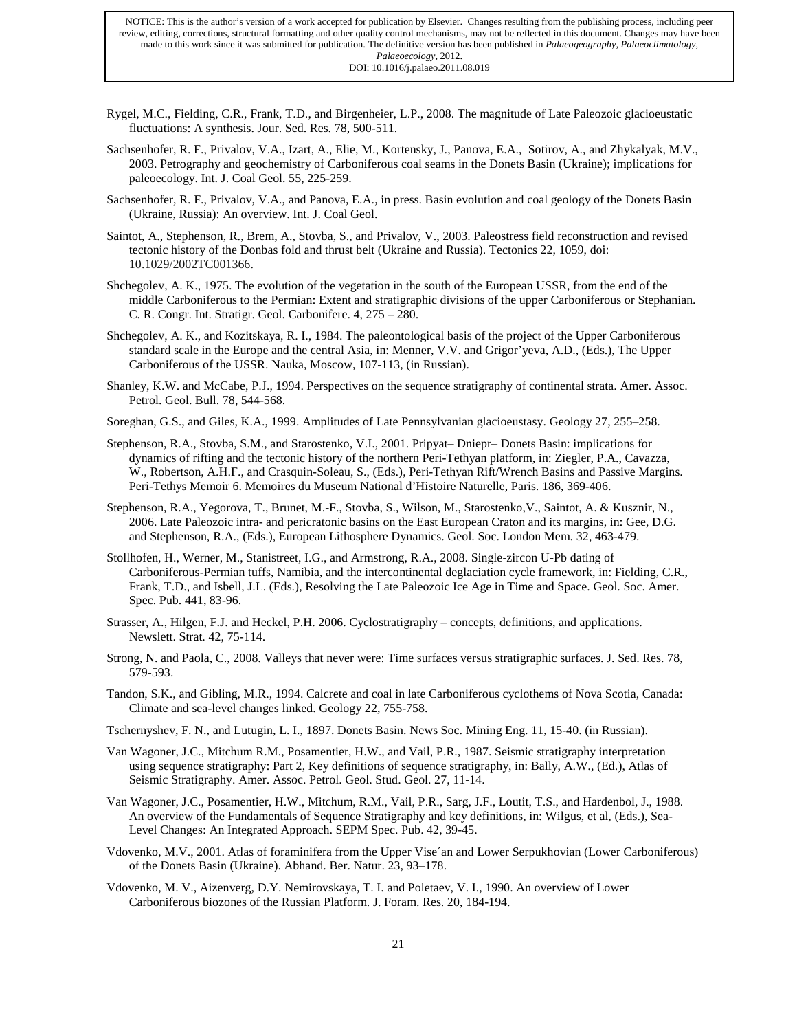NOTICE: This is the author's version of a work accepted for publication by Elsevier. Changes resulting from the publishing process, including peer review, editing, corrections, structural formatting and other quality control mechanisms, may not be reflected in this document. Changes may have been made to this work since it was submitted for publication. The definitive version has been published in *Palaeogeography, Palaeoclimatology, Palaeoecology*, 2012.
DOI: 10.1016/j.palaeo.2011.08.019

Rygel, M.C., Fielding, C.R., Frank, T.D., and Birgenheier, L.P., 2008. The magnitude of Late Paleozoic glacioeustatic fluctuations: A synthesis. Jour. Sed. Res. 78, 500-511.

Sachsenhofer, R. F., Privalov, V.A., Izart, A., Elie, M., Kortensky, J., Panova, E.A., Sotirov, A., and Zhykalyak, M.V., 2003. Petrography and geochemistry of Carboniferous coal seams in the Donets Basin (Ukraine); implications for paleoecology. Int. J. Coal Geol. 55, 225-259.

Sachsenhofer, R. F., Privalov, V.A., and Panova, E.A., in press. Basin evolution and coal geology of the Donets Basin (Ukraine, Russia): An overview. Int. J. Coal Geol.

Saintot, A., Stephenson, R., Brem, A., Stovba, S., and Privalov, V., 2003. Paleostress field reconstruction and revised tectonic history of the Donbas fold and thrust belt (Ukraine and Russia). Tectonics 22, 1059, doi: 10.1029/2002TC001366.

Shchegolev, A. K., 1975. The evolution of the vegetation in the south of the European USSR, from the end of the middle Carboniferous to the Permian: Extent and stratigraphic divisions of the upper Carboniferous or Stephanian. C. R. Congr. Int. Stratigr. Geol. Carbonifere. 4, 275 – 280.

Shchegolev, A. K., and Kozitskaya, R. I., 1984. The paleontological basis of the project of the Upper Carboniferous standard scale in the Europe and the central Asia, in: Menner, V.V. and Grigor'yeva, A.D., (Eds.), The Upper Carboniferous of the USSR. Nauka, Moscow, 107-113, (in Russian).

Shanley, K.W. and McCabe, P.J., 1994. Perspectives on the sequence stratigraphy of continental strata. Amer. Assoc. Petrol. Geol. Bull. 78, 544-568.

Soreghan, G.S., and Giles, K.A., 1999. Amplitudes of Late Pennsylvanian glacioeustasy. Geology 27, 255–258.

Stephenson, R.A., Stovba, S.M., and Starostenko, V.I., 2001. Pripyat– Dniepr– Donets Basin: implications for dynamics of rifting and the tectonic history of the northern Peri-Tethyan platform, in: Ziegler, P.A., Cavazza, W., Robertson, A.H.F., and Crasquin-Soleau, S., (Eds.), Peri-Tethyan Rift/Wrench Basins and Passive Margins. Peri-Tethys Memoir 6. Memoires du Museum National d'Histoire Naturelle, Paris. 186, 369-406.

Stephenson, R.A., Yegorova, T., Brunet, M.-F., Stovba, S., Wilson, M., Starostenko,V., Saintot, A. & Kusznir, N., 2006. Late Paleozoic intra- and pericratonic basins on the East European Craton and its margins, in: Gee, D.G. and Stephenson, R.A., (Eds.), European Lithosphere Dynamics. Geol. Soc. London Mem. 32, 463-479.

Stollhofen, H., Werner, M., Stanistreet, I.G., and Armstrong, R.A., 2008. Single-zircon U-Pb dating of Carboniferous-Permian tuffs, Namibia, and the intercontinental deglaciation cycle framework, in: Fielding, C.R., Frank, T.D., and Isbell, J.L. (Eds.), Resolving the Late Paleozoic Ice Age in Time and Space. Geol. Soc. Amer. Spec. Pub. 441, 83-96.

Strasser, A., Hilgen, F.J. and Heckel, P.H. 2006. Cyclostratigraphy – concepts, definitions, and applications. Newslett. Strat. 42, 75-114.

Strong, N. and Paola, C., 2008. Valleys that never were: Time surfaces versus stratigraphic surfaces. J. Sed. Res. 78, 579-593.

Tandon, S.K., and Gibling, M.R., 1994. Calcrete and coal in late Carboniferous cyclothems of Nova Scotia, Canada: Climate and sea-level changes linked. Geology 22, 755-758.

Tschernyshev, F. N., and Lutugin, L. I., 1897. Donets Basin. News Soc. Mining Eng. 11, 15-40. (in Russian).

Van Wagoner, J.C., Mitchum R.M., Posamentier, H.W., and Vail, P.R., 1987. Seismic stratigraphy interpretation using sequence stratigraphy: Part 2, Key definitions of sequence stratigraphy, in: Bally, A.W., (Ed.), Atlas of Seismic Stratigraphy. Amer. Assoc. Petrol. Geol. Stud. Geol. 27, 11-14.

Van Wagoner, J.C., Posamentier, H.W., Mitchum, R.M., Vail, P.R., Sarg, J.F., Loutit, T.S., and Hardenbol, J., 1988. An overview of the Fundamentals of Sequence Stratigraphy and key definitions, in: Wilgus, et al, (Eds.), Sea-Level Changes: An Integrated Approach. SEPM Spec. Pub. 42, 39-45.

Vdovenko, M.V., 2001. Atlas of foraminifera from the Upper Vise´an and Lower Serpukhovian (Lower Carboniferous) of the Donets Basin (Ukraine). Abhand. Ber. Natur. 23, 93–178.

Vdovenko, M. V., Aizenverg, D.Y. Nemirovskaya, T. I. and Poletaev, V. I., 1990. An overview of Lower Carboniferous biozones of the Russian Platform. J. Foram. Res. 20, 184-194.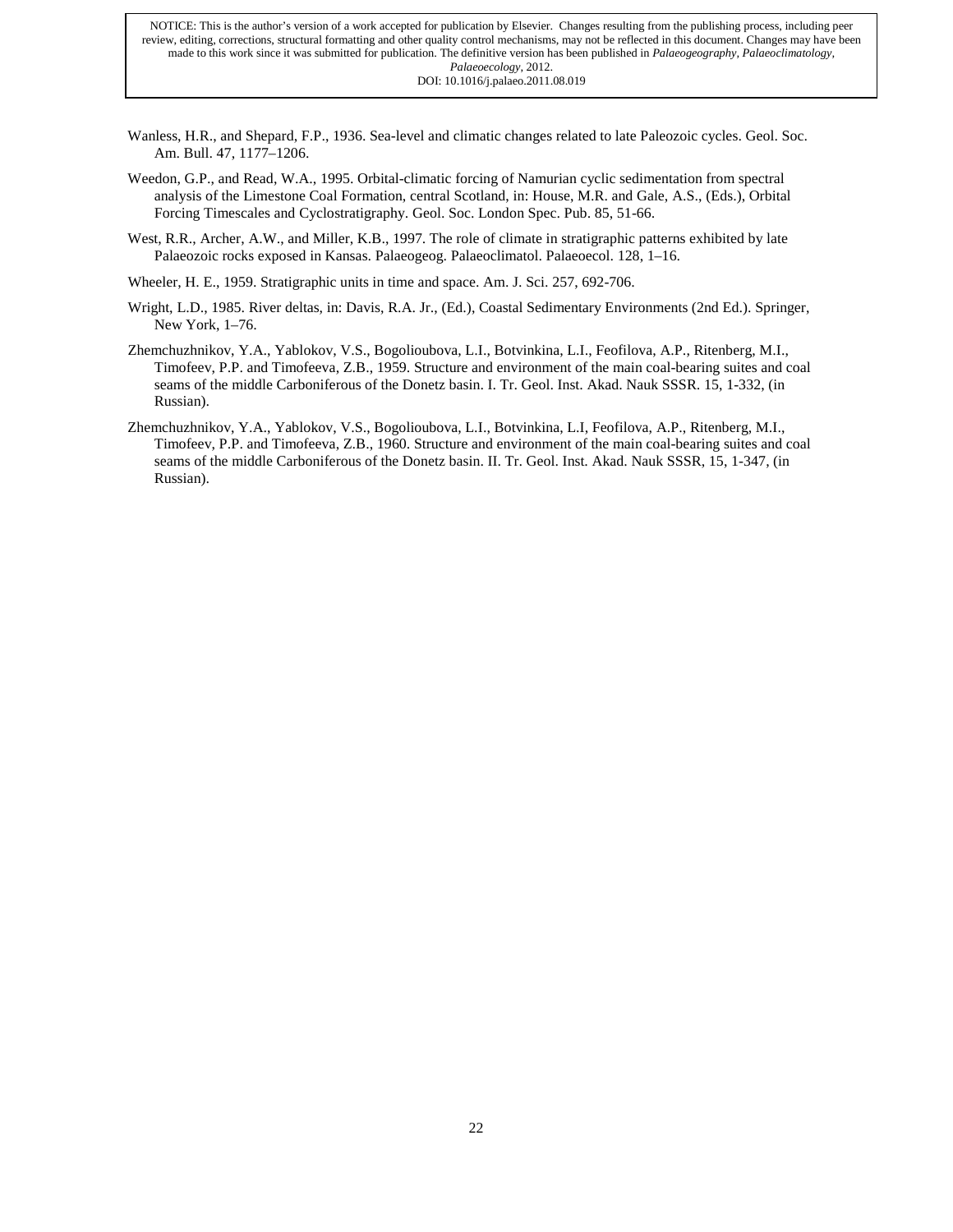Wanless, H.R., and Shepard, F.P., 1936. Sea-level and climatic changes related to late Paleozoic cycles. Geol. Soc. Am. Bull. 47, 1177–1206.

Weedon, G.P., and Read, W.A., 1995. Orbital-climatic forcing of Namurian cyclic sedimentation from spectral analysis of the Limestone Coal Formation, central Scotland, in: House, M.R. and Gale, A.S., (Eds.), Orbital Forcing Timescales and Cyclostratigraphy. Geol. Soc. London Spec. Pub. 85, 51-66.

West, R.R., Archer, A.W., and Miller, K.B., 1997. The role of climate in stratigraphic patterns exhibited by late Palaeozoic rocks exposed in Kansas. Palaeogeog. Palaeoclimatol. Palaeoecol. 128, 1–16.

Wheeler, H. E., 1959. Stratigraphic units in time and space. Am. J. Sci. 257, 692-706.

Wright, L.D., 1985. River deltas, in: Davis, R.A. Jr., (Ed.), Coastal Sedimentary Environments (2nd Ed.). Springer, New York, 1–76.

Zhemchuzhnikov, Y.A., Yablokov, V.S., Bogolioubova, L.I., Botvinkina, L.I., Feofilova, A.P., Ritenberg, M.I., Timofeev, P.P. and Timofeeva, Z.B., 1959. Structure and environment of the main coal-bearing suites and coal seams of the middle Carboniferous of the Donetz basin. I. Tr. Geol. Inst. Akad. Nauk SSSR. 15, 1-332, (in Russian).

Zhemchuzhnikov, Y.A., Yablokov, V.S., Bogolioubova, L.I., Botvinkina, L.I, Feofilova, A.P., Ritenberg, M.I., Timofeev, P.P. and Timofeeva, Z.B., 1960. Structure and environment of the main coal-bearing suites and coal seams of the middle Carboniferous of the Donetz basin. II. Tr. Geol. Inst. Akad. Nauk SSSR, 15, 1-347, (in Russian).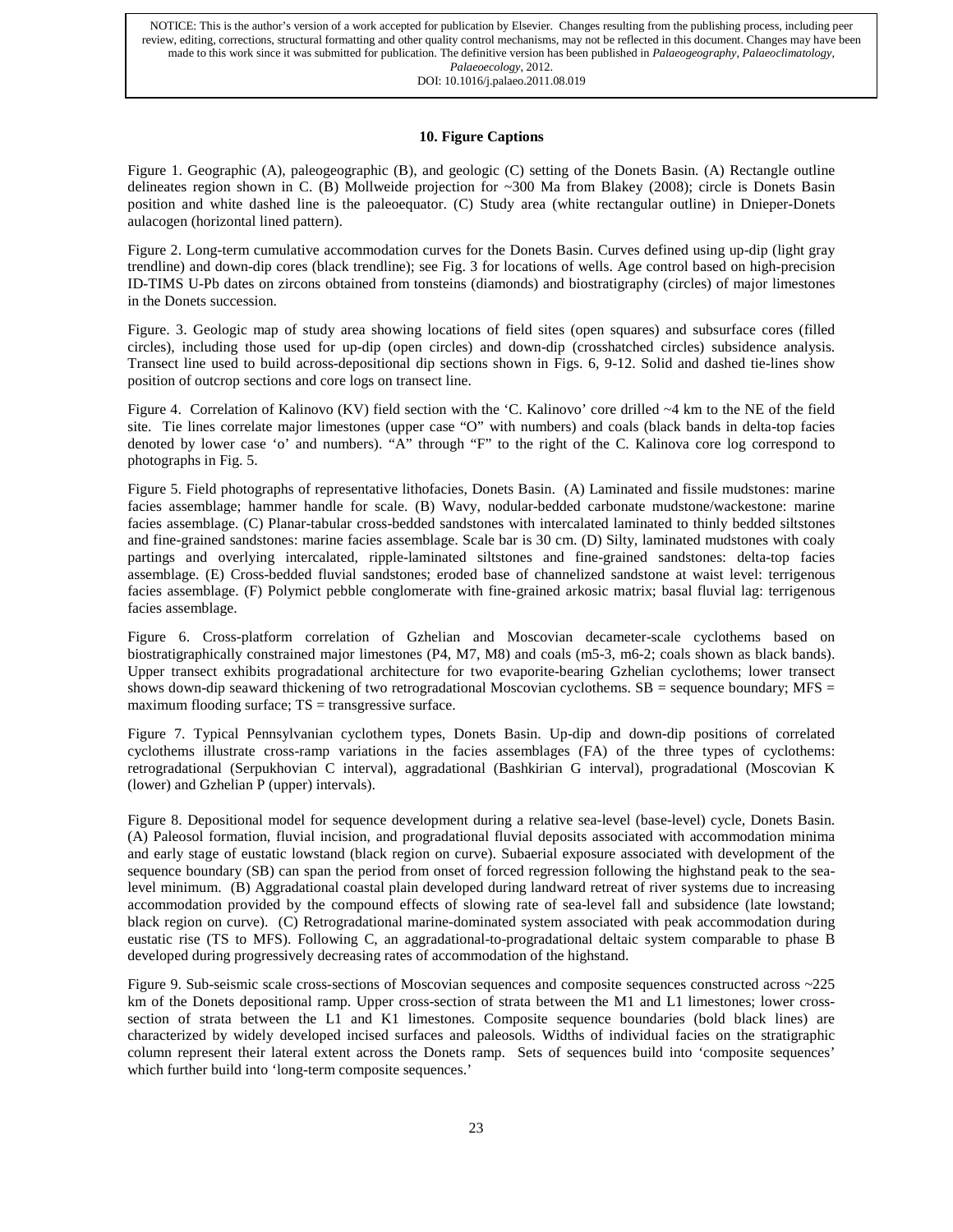NOTICE: This is the author's version of a work accepted for publication by Elsevier. Changes resulting from the publishing process, including peer review, editing, corrections, structural formatting and other quality control mechanisms, may not be reflected in this document. Changes may have been made to this work since it was submitted for publication. The definitive version has been published in *Palaeogeography, Palaeoclimatology, Palaeoecology*, 2012.
DOI: 10.1016/j.palaeo.2011.08.019

## 10. Figure Captions

Figure 1. Geographic (A), paleogeographic (B), and geologic (C) setting of the Donets Basin. (A) Rectangle outline delineates region shown in C. (B) Mollweide projection for ~300 Ma from Blakey (2008); circle is Donets Basin position and white dashed line is the paleoequator. (C) Study area (white rectangular outline) in Dnieper-Donets aulacogen (horizontal lined pattern).

Figure 2. Long-term cumulative accommodation curves for the Donets Basin. Curves defined using up-dip (light gray trendline) and down-dip cores (black trendline); see Fig. 3 for locations of wells. Age control based on high-precision ID-TIMS U-Pb dates on zircons obtained from tonsteins (diamonds) and biostratigraphy (circles) of major limestones in the Donets succession.

Figure. 3. Geologic map of study area showing locations of field sites (open squares) and subsurface cores (filled circles), including those used for up-dip (open circles) and down-dip (crosshatched circles) subsidence analysis. Transect line used to build across-depositional dip sections shown in Figs. 6, 9-12. Solid and dashed tie-lines show position of outcrop sections and core logs on transect line.

Figure 4. Correlation of Kalinovo (KV) field section with the 'C. Kalinovo' core drilled ~4 km to the NE of the field site. Tie lines correlate major limestones (upper case "O" with numbers) and coals (black bands in delta-top facies denoted by lower case 'o' and numbers). "A" through "F" to the right of the C. Kalinova core log correspond to photographs in Fig. 5.

Figure 5. Field photographs of representative lithofacies, Donets Basin. (A) Laminated and fissile mudstones: marine facies assemblage; hammer handle for scale. (B) Wavy, nodular-bedded carbonate mudstone/wackestone: marine facies assemblage. (C) Planar-tabular cross-bedded sandstones with intercalated laminated to thinly bedded siltstones and fine-grained sandstones: marine facies assemblage. Scale bar is 30 cm. (D) Silty, laminated mudstones with coaly partings and overlying intercalated, ripple-laminated siltstones and fine-grained sandstones: delta-top facies assemblage. (E) Cross-bedded fluvial sandstones; eroded base of channelized sandstone at waist level: terrigenous facies assemblage. (F) Polymict pebble conglomerate with fine-grained arkosic matrix; basal fluvial lag: terrigenous facies assemblage.

Figure 6. Cross-platform correlation of Gzhelian and Moscovian decameter-scale cyclothems based on biostratigraphically constrained major limestones (P4, M7, M8) and coals (m5-3, m6-2; coals shown as black bands). Upper transect exhibits progradational architecture for two evaporite-bearing Gzhelian cyclothems; lower transect shows down-dip seaward thickening of two retrogradational Moscovian cyclothems. SB = sequence boundary; MFS = maximum flooding surface; TS = transgressive surface.

Figure 7. Typical Pennsylvanian cyclothem types, Donets Basin. Up-dip and down-dip positions of correlated cyclothems illustrate cross-ramp variations in the facies assemblages (FA) of the three types of cyclothems: retrogradational (Serpukhovian C interval), aggradational (Bashkirian G interval), progradational (Moscovian K (lower) and Gzhelian P (upper) intervals).

Figure 8. Depositional model for sequence development during a relative sea-level (base-level) cycle, Donets Basin. (A) Paleosol formation, fluvial incision, and progradational fluvial deposits associated with accommodation minima and early stage of eustatic lowstand (black region on curve). Subaerial exposure associated with development of the sequence boundary (SB) can span the period from onset of forced regression following the highstand peak to the sea-level minimum. (B) Aggradational coastal plain developed during landward retreat of river systems due to increasing accommodation provided by the compound effects of slowing rate of sea-level fall and subsidence (late lowstand; black region on curve). (C) Retrogradational marine-dominated system associated with peak accommodation during eustatic rise (TS to MFS). Following C, an aggradational-to-progradational deltaic system comparable to phase B developed during progressively decreasing rates of accommodation of the highstand.

Figure 9. Sub-seismic scale cross-sections of Moscovian sequences and composite sequences constructed across ~225 km of the Donets depositional ramp. Upper cross-section of strata between the M1 and L1 limestones; lower cross-section of strata between the L1 and K1 limestones. Composite sequence boundaries (bold black lines) are characterized by widely developed incised surfaces and paleosols. Widths of individual facies on the stratigraphic column represent their lateral extent across the Donets ramp. Sets of sequences build into 'composite sequences' which further build into 'long-term composite sequences.'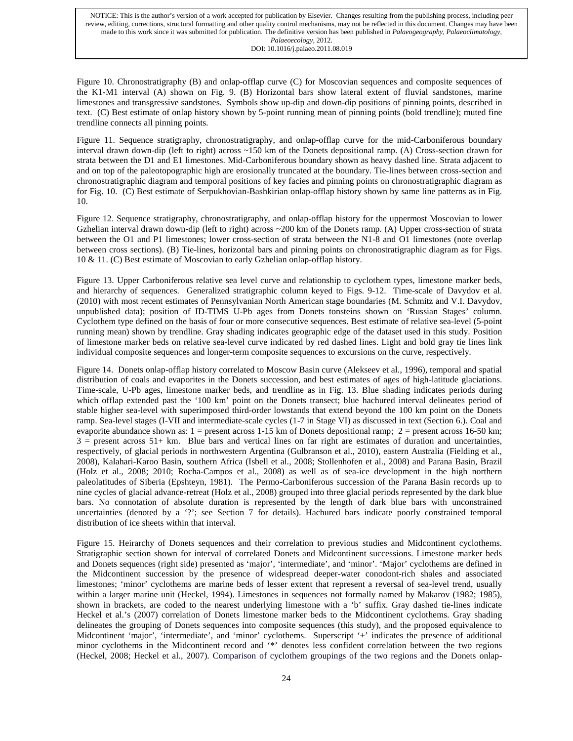NOTICE: This is the author's version of a work accepted for publication by Elsevier. Changes resulting from the publishing process, including peer review, editing, corrections, structural formatting and other quality control mechanisms, may not be reflected in this document. Changes may have been made to this work since it was submitted for publication. The definitive version has been published in *Palaeogeography, Palaeoclimatology, Palaeoecology*, 2012.
DOI: 10.1016/j.palaeo.2011.08.019

Figure 10. Chronostratigraphy (B) and onlap-offlap curve (C) for Moscovian sequences and composite sequences of the K1-M1 interval (A) shown on Fig. 9. (B) Horizontal bars show lateral extent of fluvial sandstones, marine limestones and transgressive sandstones. Symbols show up-dip and down-dip positions of pinning points, described in text. (C) Best estimate of onlap history shown by 5-point running mean of pinning points (bold trendline); muted fine trendline connects all pinning points.

Figure 11. Sequence stratigraphy, chronostratigraphy, and onlap-offlap curve for the mid-Carboniferous boundary interval drawn down-dip (left to right) across ~150 km of the Donets depositional ramp. (A) Cross-section drawn for strata between the D1 and E1 limestones. Mid-Carboniferous boundary shown as heavy dashed line. Strata adjacent to and on top of the paleotopographic high are erosionally truncated at the boundary. Tie-lines between cross-section and chronostratigraphic diagram and temporal positions of key facies and pinning points on chronostratigraphic diagram as for Fig. 10. (C) Best estimate of Serpukhovian-Bashkirian onlap-offlap history shown by same line patterns as in Fig. 10.

Figure 12. Sequence stratigraphy, chronostratigraphy, and onlap-offlap history for the uppermost Moscovian to lower Gzhelian interval drawn down-dip (left to right) across ~200 km of the Donets ramp. (A) Upper cross-section of strata between the O1 and P1 limestones; lower cross-section of strata between the N1-8 and O1 limestones (note overlap between cross sections). (B) Tie-lines, horizontal bars and pinning points on chronostratigraphic diagram as for Figs. 10 & 11. (C) Best estimate of Moscovian to early Gzhelian onlap-offlap history.

Figure 13. Upper Carboniferous relative sea level curve and relationship to cyclothem types, limestone marker beds, and hierarchy of sequences. Generalized stratigraphic column keyed to Figs. 9-12. Time-scale of Davydov et al. (2010) with most recent estimates of Pennsylvanian North American stage boundaries (M. Schmitz and V.I. Davydov, unpublished data); position of ID-TIMS U-Pb ages from Donets tonsteins shown on 'Russian Stages' column. Cyclothem type defined on the basis of four or more consecutive sequences. Best estimate of relative sea-level (5-point running mean) shown by trendline. Gray shading indicates geographic edge of the dataset used in this study. Position of limestone marker beds on relative sea-level curve indicated by red dashed lines. Light and bold gray tie lines link individual composite sequences and longer-term composite sequences to excursions on the curve, respectively.

Figure 14. Donets onlap-offlap history correlated to Moscow Basin curve (Alekseev et al., 1996), temporal and spatial distribution of coals and evaporites in the Donets succession, and best estimates of ages of high-latitude glaciations. Time-scale, U-Pb ages, limestone marker beds, and trendline as in Fig. 13. Blue shading indicates periods during which offlap extended past the '100 km' point on the Donets transect; blue hachured interval delineates period of stable higher sea-level with superimposed third-order lowstands that extend beyond the 100 km point on the Donets ramp. Sea-level stages (I-VII and intermediate-scale cycles (1-7 in Stage VI) as discussed in text (Section 6.). Coal and evaporite abundance shown as: 1 = present across 1-15 km of Donets depositional ramp; 2 = present across 16-50 km; 3 = present across 51+ km. Blue bars and vertical lines on far right are estimates of duration and uncertainties, respectively, of glacial periods in northwestern Argentina (Gulbranson et al., 2010), eastern Australia (Fielding et al., 2008), Kalahari-Karoo Basin, southern Africa (Isbell et al., 2008; Stollenhofen et al., 2008) and Parana Basin, Brazil (Holz et al., 2008; 2010; Rocha-Campos et al., 2008) as well as of sea-ice development in the high northern paleolatitudes of Siberia (Epshteyn, 1981). The Permo-Carboniferous succession of the Parana Basin records up to nine cycles of glacial advance-retreat (Holz et al., 2008) grouped into three glacial periods represented by the dark blue bars. No connotation of absolute duration is represented by the length of dark blue bars with unconstrained uncertainties (denoted by a '?'; see Section 7 for details). Hachured bars indicate poorly constrained temporal distribution of ice sheets within that interval.

Figure 15. Heirarchy of Donets sequences and their correlation to previous studies and Midcontinent cyclothems. Stratigraphic section shown for interval of correlated Donets and Midcontinent successions. Limestone marker beds and Donets sequences (right side) presented as 'major', 'intermediate', and 'minor'. 'Major' cyclothems are defined in the Midcontinent succession by the presence of widespread deeper-water conodont-rich shales and associated limestones; 'minor' cyclothems are marine beds of lesser extent that represent a reversal of sea-level trend, usually within a larger marine unit (Heckel, 1994). Limestones in sequences not formally named by Makarov (1982; 1985), shown in brackets, are coded to the nearest underlying limestone with a 'b' suffix. Gray dashed tie-lines indicate Heckel et al.'s (2007) correlation of Donets limestone marker beds to the Midcontinent cyclothems. Gray shading delineates the grouping of Donets sequences into composite sequences (this study), and the proposed equivalence to Midcontinent 'major', 'intermediate', and 'minor' cyclothems. Superscript '+' indicates the presence of additional minor cyclothems in the Midcontinent record and '*' denotes less confident correlation between the two regions (Heckel, 2008; Heckel et al., 2007). Comparison of cyclothem groupings of the two regions and the Donets onlap-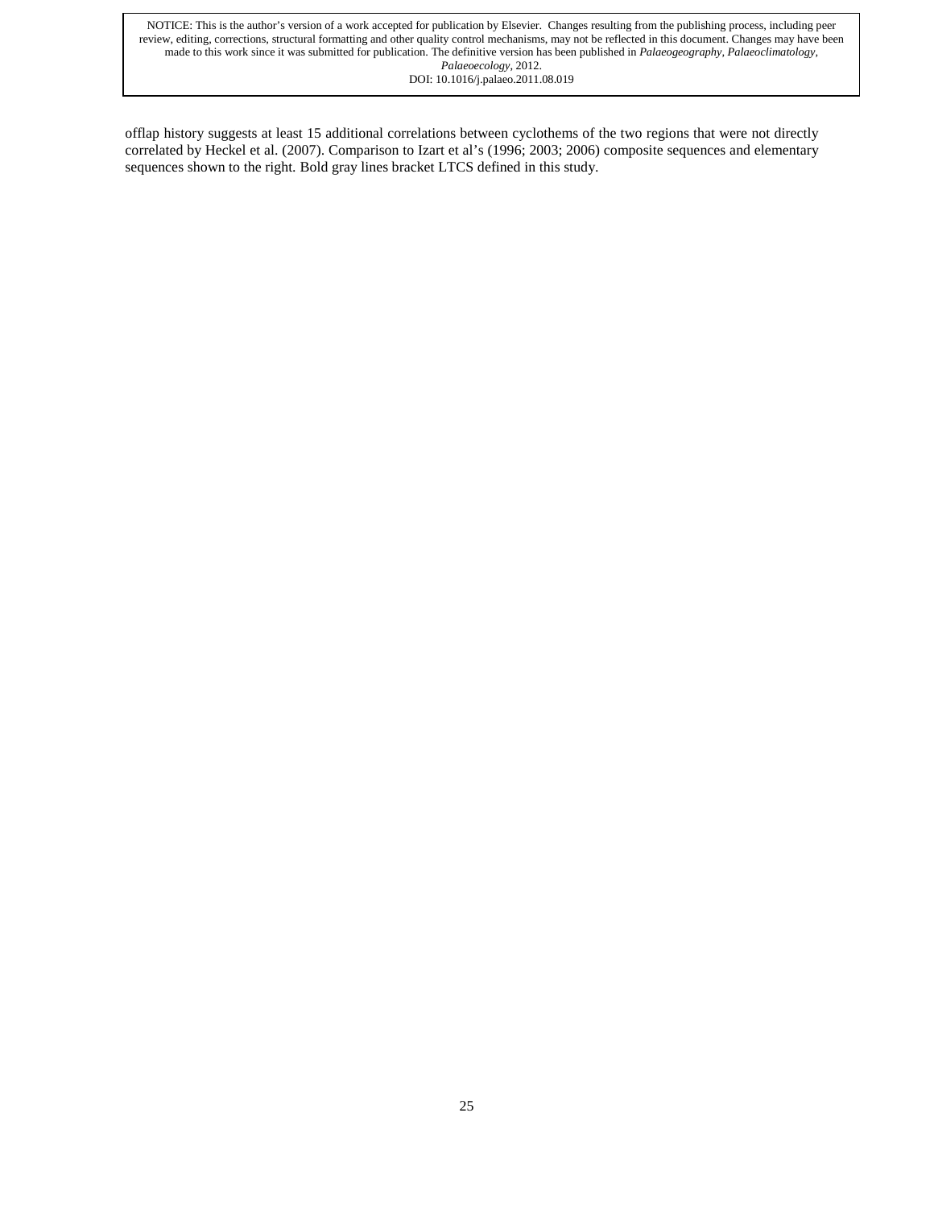offlap history suggests at least 15 additional correlations between cyclothems of the two regions that were not directly correlated by Heckel et al. (2007). Comparison to Izart et al's (1996; 2003; 2006) composite sequences and elementary sequences shown to the right. Bold gray lines bracket LTCS defined in this study.